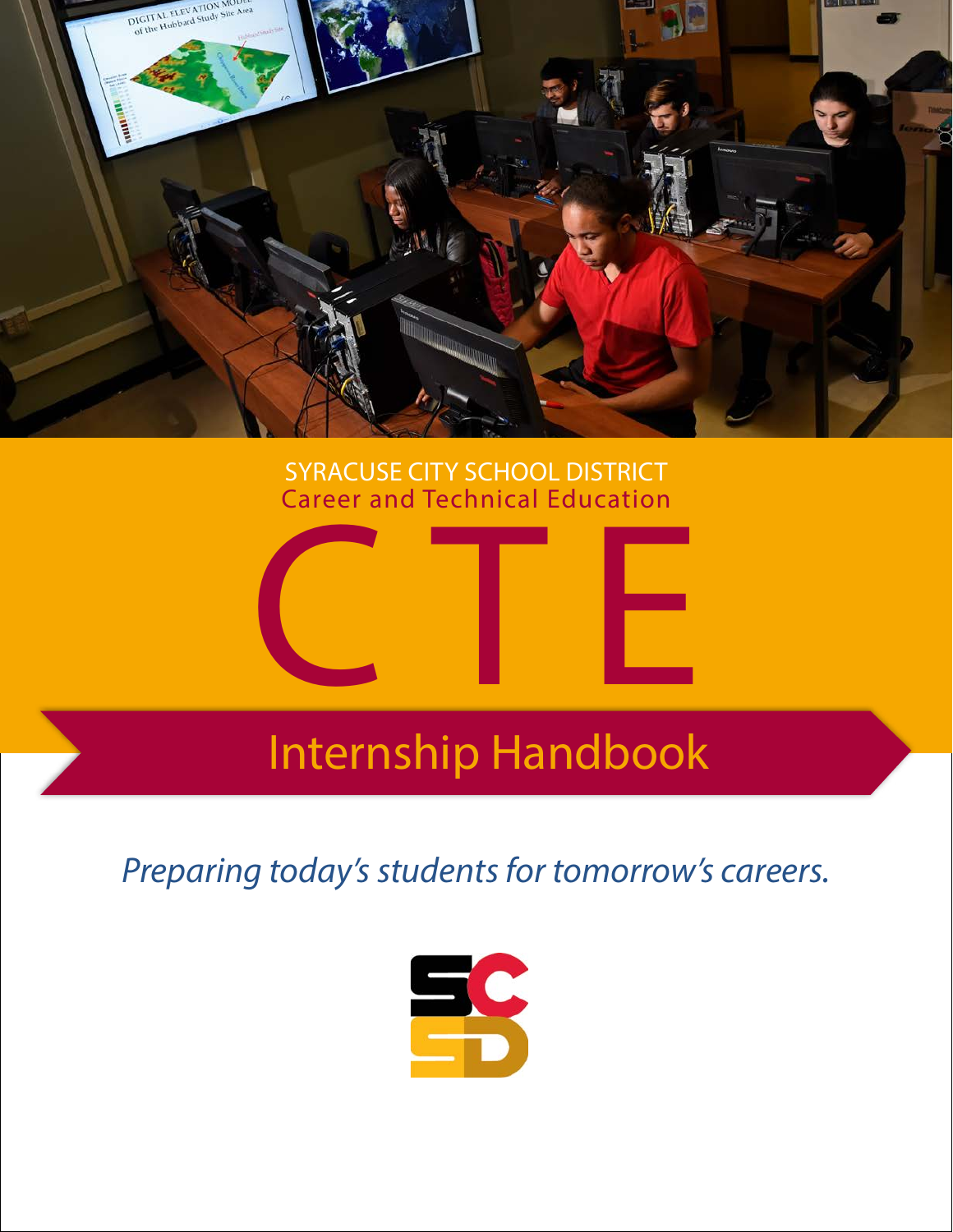SYRACUSE CITY SCHOOL DISTRICT

Career and Technical Education

# CTE

## Internship Handbook

*Preparing today's students for tomorrow's careers.*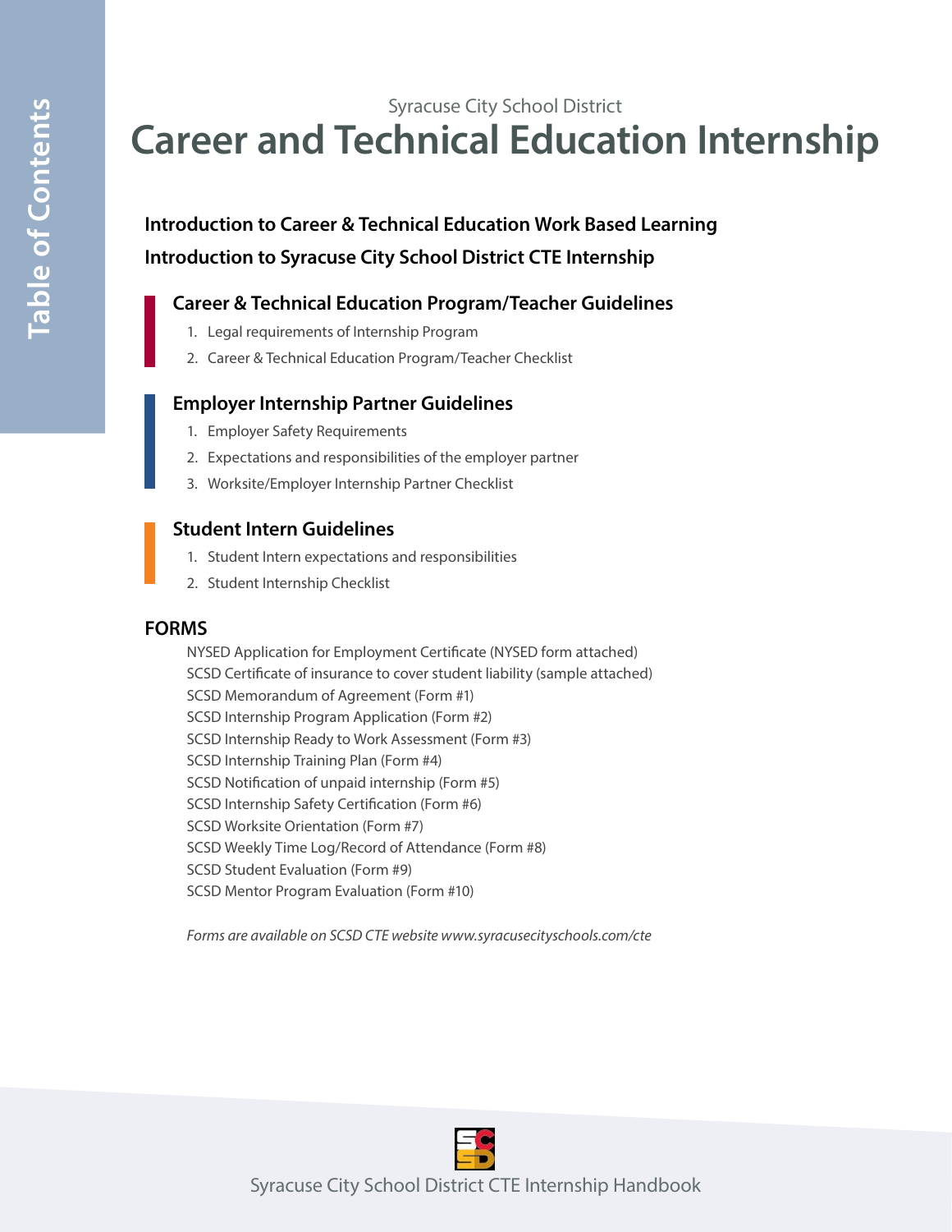# Table of Contents

Syracuse City School District

## Career and Technical Education Internship

**Introduction to Career & Technical Education Work Based Learning**

**Introduction to Syracuse City School District CTE Internship**

### Career & Technical Education Program/Teacher Guidelines

1. Legal requirements of Internship Program
2. Career & Technical Education Program/Teacher Checklist

### Employer Internship Partner Guidelines

1. Employer Safety Requirements
2. Expectations and responsibilities of the employer partner
3. Worksite/Employer Internship Partner Checklist

### Student Intern Guidelines

1. Student Intern expectations and responsibilities
2. Student Internship Checklist

### FORMS

NYSED Application for Employment Certificate (NYSED form attached)
SCSD Certificate of insurance to cover student liability (sample attached)
SCSD Memorandum of Agreement (Form #1)
SCSD Internship Program Application (Form #2)
SCSD Internship Ready to Work Assessment (Form #3)
SCSD Internship Training Plan (Form #4)
SCSD Notification of unpaid internship (Form #5)
SCSD Internship Safety Certification (Form #6)
SCSD Worksite Orientation (Form #7)
SCSD Weekly Time Log/Record of Attendance (Form #8)
SCSD Student Evaluation (Form #9)
SCSD Mentor Program Evaluation (Form #10)

*Forms are available on SCSD CTE website www.syracusecityschools.com/cte*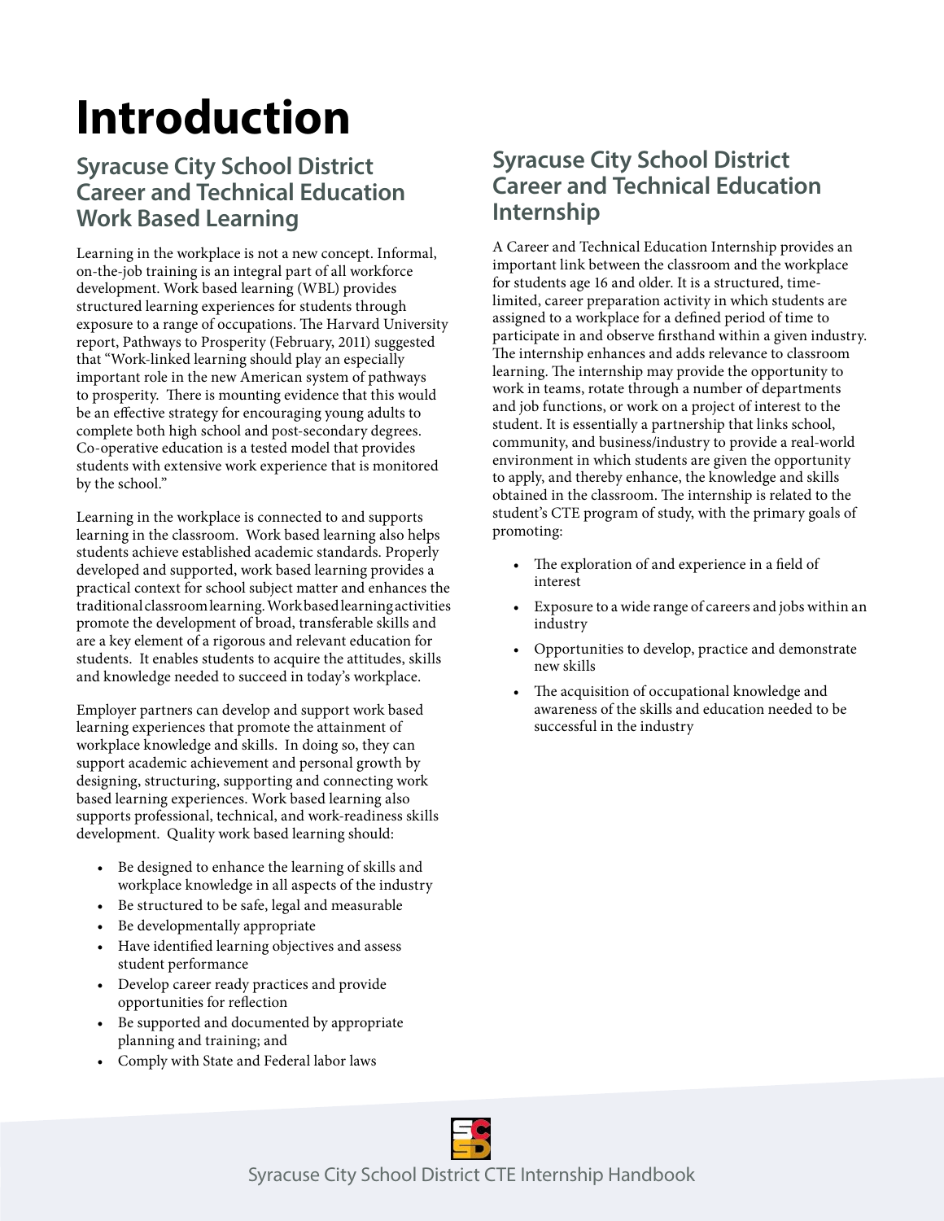# Introduction

## Syracuse City School District Career and Technical Education Work Based Learning

Learning in the workplace is not a new concept. Informal, on-the-job training is an integral part of all workforce development. Work based learning (WBL) provides structured learning experiences for students through exposure to a range of occupations. The Harvard University report, Pathways to Prosperity (February, 2011) suggested that "Work-linked learning should play an especially important role in the new American system of pathways to prosperity. There is mounting evidence that this would be an effective strategy for encouraging young adults to complete both high school and post-secondary degrees. Co-operative education is a tested model that provides students with extensive work experience that is monitored by the school."

Learning in the workplace is connected to and supports learning in the classroom. Work based learning also helps students achieve established academic standards. Properly developed and supported, work based learning provides a practical context for school subject matter and enhances the traditional classroom learning. Work based learning activities promote the development of broad, transferable skills and are a key element of a rigorous and relevant education for students. It enables students to acquire the attitudes, skills and knowledge needed to succeed in today's workplace.

Employer partners can develop and support work based learning experiences that promote the attainment of workplace knowledge and skills. In doing so, they can support academic achievement and personal growth by designing, structuring, supporting and connecting work based learning experiences. Work based learning also supports professional, technical, and work-readiness skills development. Quality work based learning should:

- Be designed to enhance the learning of skills and workplace knowledge in all aspects of the industry
- Be structured to be safe, legal and measurable
- Be developmentally appropriate
- Have identified learning objectives and assess student performance
- Develop career ready practices and provide opportunities for reflection
- Be supported and documented by appropriate planning and training; and
- Comply with State and Federal labor laws

## Syracuse City School District Career and Technical Education Internship

A Career and Technical Education Internship provides an important link between the classroom and the workplace for students age 16 and older. It is a structured, time-limited, career preparation activity in which students are assigned to a workplace for a defined period of time to participate in and observe firsthand within a given industry. The internship enhances and adds relevance to classroom learning. The internship may provide the opportunity to work in teams, rotate through a number of departments and job functions, or work on a project of interest to the student. It is essentially a partnership that links school, community, and business/industry to provide a real-world environment in which students are given the opportunity to apply, and thereby enhance, the knowledge and skills obtained in the classroom. The internship is related to the student's CTE program of study, with the primary goals of promoting:

- The exploration of and experience in a field of interest
- Exposure to a wide range of careers and jobs within an industry
- Opportunities to develop, practice and demonstrate new skills
- The acquisition of occupational knowledge and awareness of the skills and education needed to be successful in the industry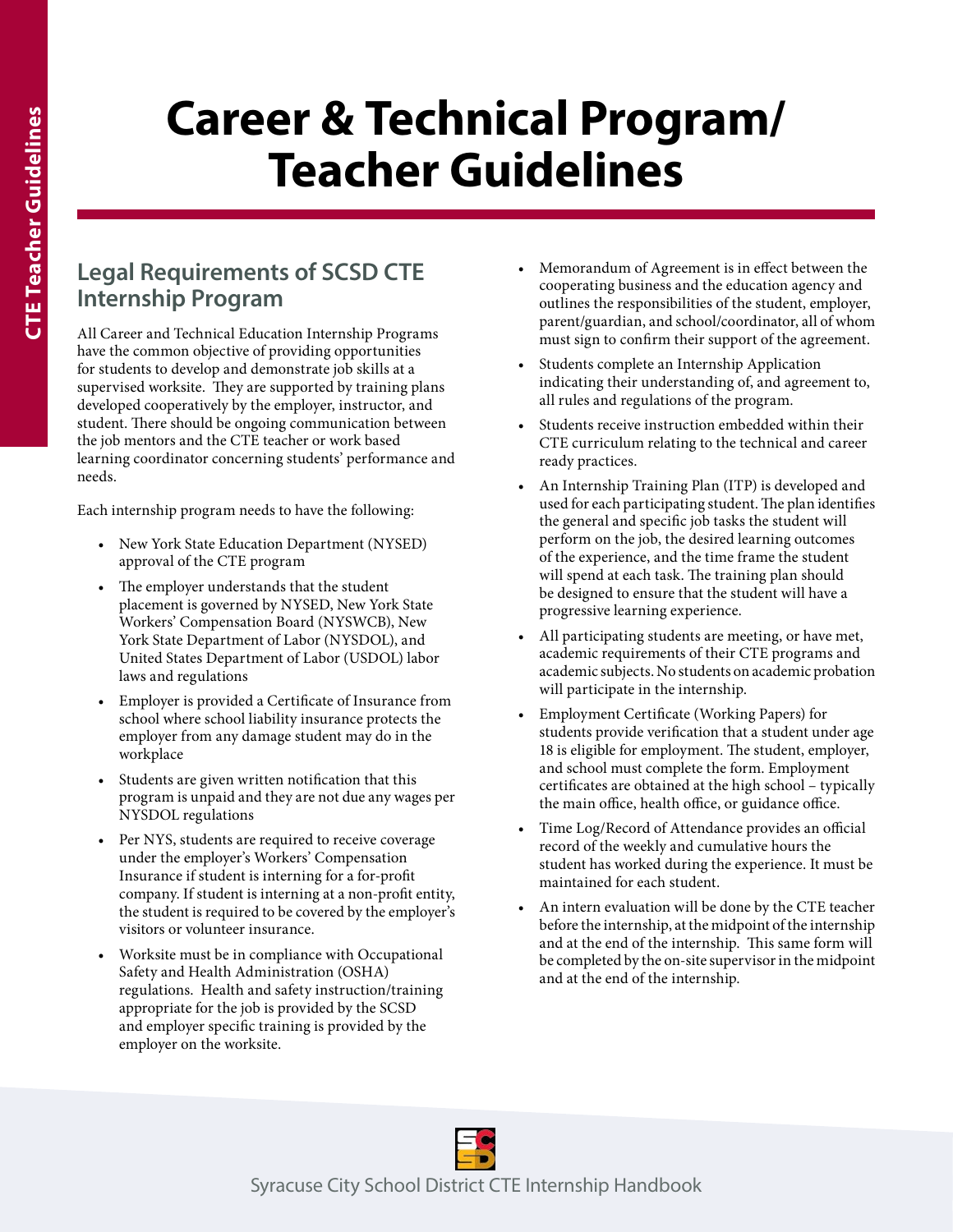# Career & Technical Program/ Teacher Guidelines

## Legal Requirements of SCSD CTE Internship Program

All Career and Technical Education Internship Programs have the common objective of providing opportunities for students to develop and demonstrate job skills at a supervised worksite. They are supported by training plans developed cooperatively by the employer, instructor, and student. There should be ongoing communication between the job mentors and the CTE teacher or work based learning coordinator concerning students' performance and needs.

Each internship program needs to have the following:

- New York State Education Department (NYSED) approval of the CTE program
- The employer understands that the student placement is governed by NYSED, New York State Workers' Compensation Board (NYSWCB), New York State Department of Labor (NYSDOL), and United States Department of Labor (USDOL) labor laws and regulations
- Employer is provided a Certificate of Insurance from school where school liability insurance protects the employer from any damage student may do in the workplace
- Students are given written notification that this program is unpaid and they are not due any wages per NYSDOL regulations
- Per NYS, students are required to receive coverage under the employer's Workers' Compensation Insurance if student is interning for a for-profit company. If student is interning at a non-profit entity, the student is required to be covered by the employer's visitors or volunteer insurance.
- Worksite must be in compliance with Occupational Safety and Health Administration (OSHA) regulations. Health and safety instruction/training appropriate for the job is provided by the SCSD and employer specific training is provided by the employer on the worksite.
- Memorandum of Agreement is in effect between the cooperating business and the education agency and outlines the responsibilities of the student, employer, parent/guardian, and school/coordinator, all of whom must sign to confirm their support of the agreement.
- Students complete an Internship Application indicating their understanding of, and agreement to, all rules and regulations of the program.
- Students receive instruction embedded within their CTE curriculum relating to the technical and career ready practices.
- An Internship Training Plan (ITP) is developed and used for each participating student. The plan identifies the general and specific job tasks the student will perform on the job, the desired learning outcomes of the experience, and the time frame the student will spend at each task. The training plan should be designed to ensure that the student will have a progressive learning experience.
- All participating students are meeting, or have met, academic requirements of their CTE programs and academic subjects. No students on academic probation will participate in the internship.
- Employment Certificate (Working Papers) for students provide verification that a student under age 18 is eligible for employment. The student, employer, and school must complete the form. Employment certificates are obtained at the high school – typically the main office, health office, or guidance office.
- Time Log/Record of Attendance provides an official record of the weekly and cumulative hours the student has worked during the experience. It must be maintained for each student.
- An intern evaluation will be done by the CTE teacher before the internship, at the midpoint of the internship and at the end of the internship. This same form will be completed by the on-site supervisor in the midpoint and at the end of the internship.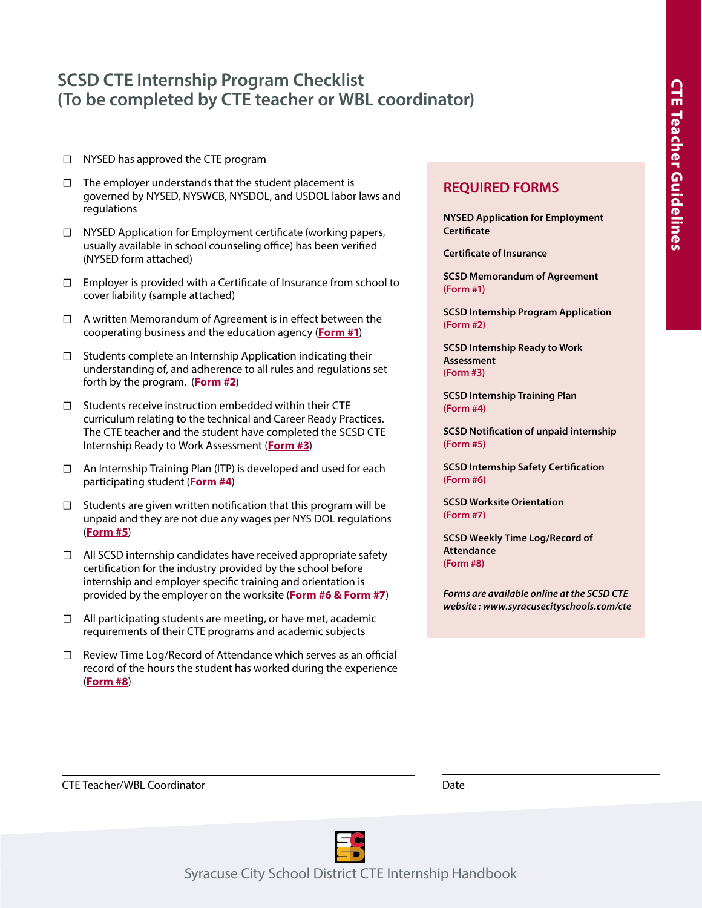# SCSD CTE Internship Program Checklist (To be completed by CTE teacher or WBL coordinator)

- ☐ NYSED has approved the CTE program
- ☐ The employer understands that the student placement is governed by NYSED, NYSWCB, NYSDOL, and USDOL labor laws and regulations
- ☐ NYSED Application for Employment certificate (working papers, usually available in school counseling office) has been verified (NYSED form attached)
- ☐ Employer is provided with a Certificate of Insurance from school to cover liability (sample attached)
- ☐ A written Memorandum of Agreement is in effect between the cooperating business and the education agency (**Form #1**)
- ☐ Students complete an Internship Application indicating their understanding of, and adherence to all rules and regulations set forth by the program. (**Form #2**)
- ☐ Students receive instruction embedded within their CTE curriculum relating to the technical and Career Ready Practices. The CTE teacher and the student have completed the SCSD CTE Internship Ready to Work Assessment (**Form #3**)
- ☐ An Internship Training Plan (ITP) is developed and used for each participating student (**Form #4**)
- ☐ Students are given written notification that this program will be unpaid and they are not due any wages per NYS DOL regulations (**Form #5**)
- ☐ All SCSD internship candidates have received appropriate safety certification for the industry provided by the school before internship and employer specific training and orientation is provided by the employer on the worksite (**Form #6 & Form #7**)
- ☐ All participating students are meeting, or have met, academic requirements of their CTE programs and academic subjects
- ☐ Review Time Log/Record of Attendance which serves as an official record of the hours the student has worked during the experience (**Form #8**)

## REQUIRED FORMS

**NYSED Application for Employment Certificate**

**Certificate of Insurance**

**SCSD Memorandum of Agreement**
**(Form #1)**

**SCSD Internship Program Application**
**(Form #2)**

**SCSD Internship Ready to Work Assessment**
**(Form #3)**

**SCSD Internship Training Plan**
**(Form #4)**

**SCSD Notification of unpaid internship**
**(Form #5)**

**SCSD Internship Safety Certification**
**(Form #6)**

**SCSD Worksite Orientation**
**(Form #7)**

**SCSD Weekly Time Log/Record of Attendance**
**(Form #8)**

***Forms are available online at the SCSD CTE website : www.syracusecityschools.com/cte***

CTE Teacher/WBL Coordinator ______________________ Date ______________________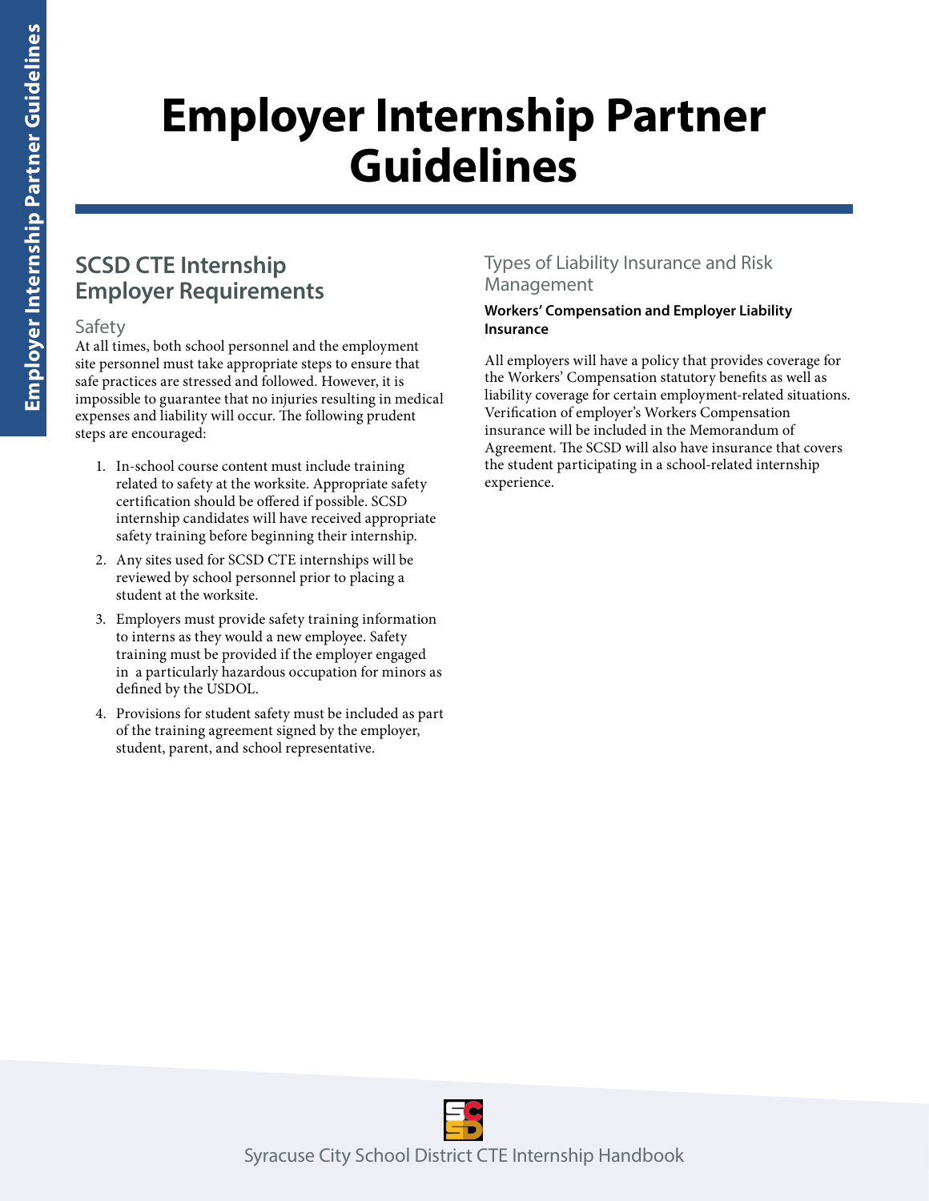# Employer Internship Partner Guidelines

## SCSD CTE Internship Employer Requirements

### Safety

At all times, both school personnel and the employment site personnel must take appropriate steps to ensure that safe practices are stressed and followed. However, it is impossible to guarantee that no injuries resulting in medical expenses and liability will occur. The following prudent steps are encouraged:

1. In-school course content must include training related to safety at the worksite. Appropriate safety certification should be offered if possible. SCSD internship candidates will have received appropriate safety training before beginning their internship.
2. Any sites used for SCSD CTE internships will be reviewed by school personnel prior to placing a student at the worksite.
3. Employers must provide safety training information to interns as they would a new employee. Safety training must be provided if the employer engaged in a particularly hazardous occupation for minors as defined by the USDOL.
4. Provisions for student safety must be included as part of the training agreement signed by the employer, student, parent, and school representative.

### Types of Liability Insurance and Risk Management

**Workers' Compensation and Employer Liability Insurance**

All employers will have a policy that provides coverage for the Workers' Compensation statutory benefits as well as liability coverage for certain employment-related situations. Verification of employer's Workers Compensation insurance will be included in the Memorandum of Agreement. The SCSD will also have insurance that covers the student participating in a school-related internship experience.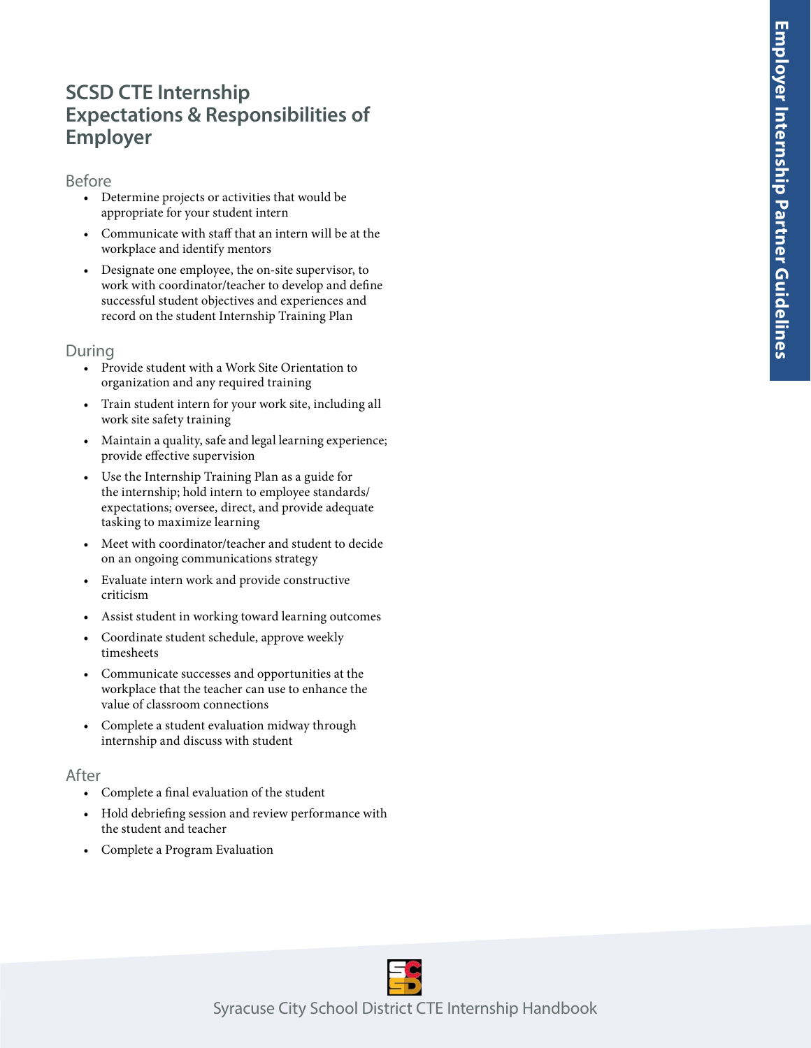# SCSD CTE Internship Expectations & Responsibilities of Employer

## Before

- Determine projects or activities that would be appropriate for your student intern
- Communicate with staff that an intern will be at the workplace and identify mentors
- Designate one employee, the on-site supervisor, to work with coordinator/teacher to develop and define successful student objectives and experiences and record on the student Internship Training Plan

## During

- Provide student with a Work Site Orientation to organization and any required training
- Train student intern for your work site, including all work site safety training
- Maintain a quality, safe and legal learning experience; provide effective supervision
- Use the Internship Training Plan as a guide for the internship; hold intern to employee standards/ expectations; oversee, direct, and provide adequate tasking to maximize learning
- Meet with coordinator/teacher and student to decide on an ongoing communications strategy
- Evaluate intern work and provide constructive criticism
- Assist student in working toward learning outcomes
- Coordinate student schedule, approve weekly timesheets
- Communicate successes and opportunities at the workplace that the teacher can use to enhance the value of classroom connections
- Complete a student evaluation midway through internship and discuss with student

## After

- Complete a final evaluation of the student
- Hold debriefing session and review performance with the student and teacher
- Complete a Program Evaluation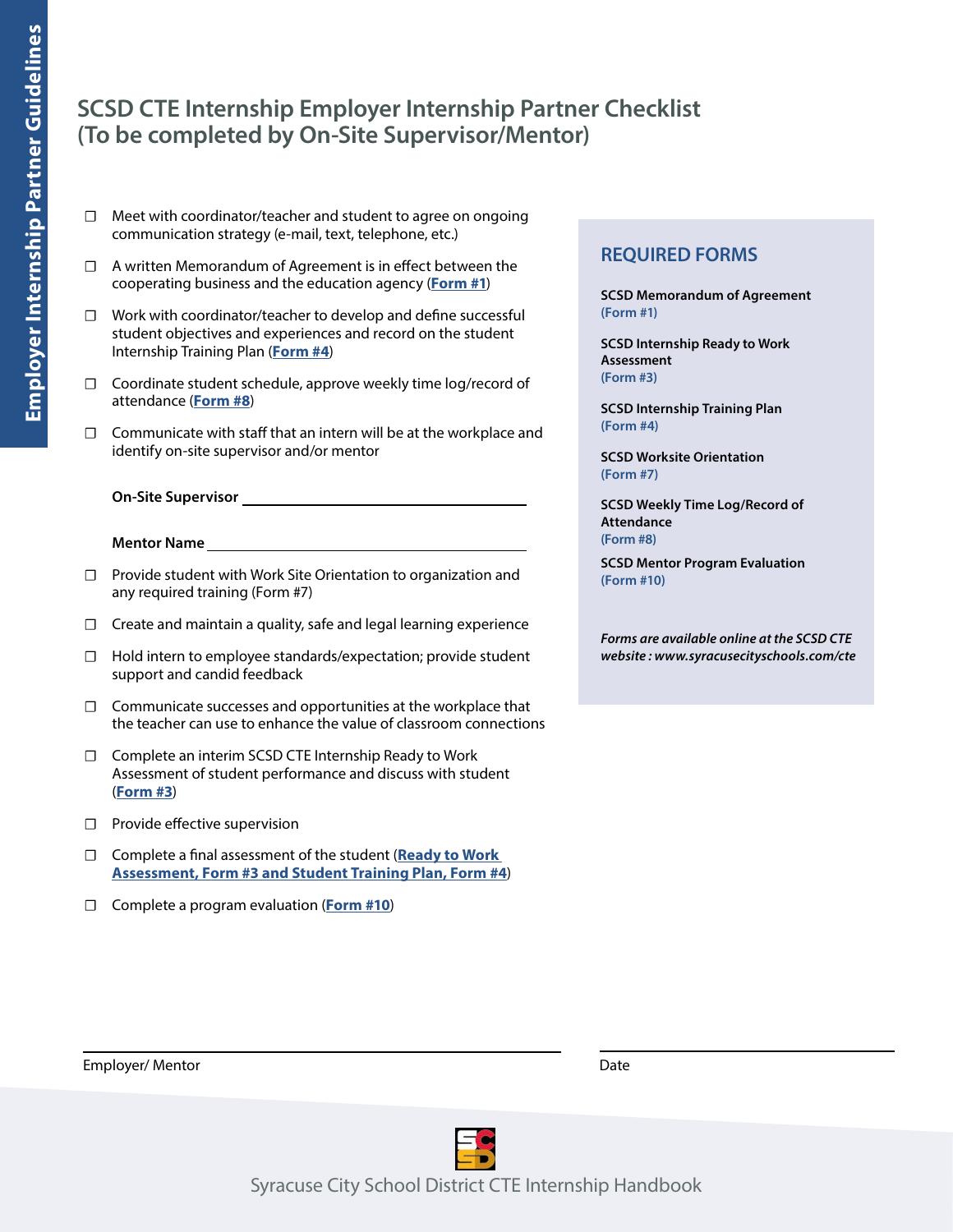# SCSD CTE Internship Employer Internship Partner Checklist (To be completed by On-Site Supervisor/Mentor)

- ☐ Meet with coordinator/teacher and student to agree on ongoing communication strategy (e-mail, text, telephone, etc.)
- ☐ A written Memorandum of Agreement is in effect between the cooperating business and the education agency (**Form #1**)
- ☐ Work with coordinator/teacher to develop and define successful student objectives and experiences and record on the student Internship Training Plan (**Form #4**)
- ☐ Coordinate student schedule, approve weekly time log/record of attendance (**Form #8**)
- ☐ Communicate with staff that an intern will be at the workplace and identify on-site supervisor and/or mentor

**On-Site Supervisor** ______________________________

**Mentor Name** ______________________________

- ☐ Provide student with Work Site Orientation to organization and any required training (Form #7)
- ☐ Create and maintain a quality, safe and legal learning experience
- ☐ Hold intern to employee standards/expectation; provide student support and candid feedback
- ☐ Communicate successes and opportunities at the workplace that the teacher can use to enhance the value of classroom connections
- ☐ Complete an interim SCSD CTE Internship Ready to Work Assessment of student performance and discuss with student (**Form #3**)
- ☐ Provide effective supervision
- ☐ Complete a final assessment of the student (**Ready to Work Assessment, Form #3 and Student Training Plan, Form #4**)
- ☐ Complete a program evaluation (**Form #10**)

## REQUIRED FORMS

**SCSD Memorandum of Agreement**
(Form #1)

**SCSD Internship Ready to Work Assessment**
(Form #3)

**SCSD Internship Training Plan**
(Form #4)

**SCSD Worksite Orientation**
(Form #7)

**SCSD Weekly Time Log/Record of Attendance**
(Form #8)

**SCSD Mentor Program Evaluation**
(Form #10)

***Forms are available online at the SCSD CTE website : www.syracusecityschools.com/cte***

______________________________ ______________________________

Employer/ Mentor Date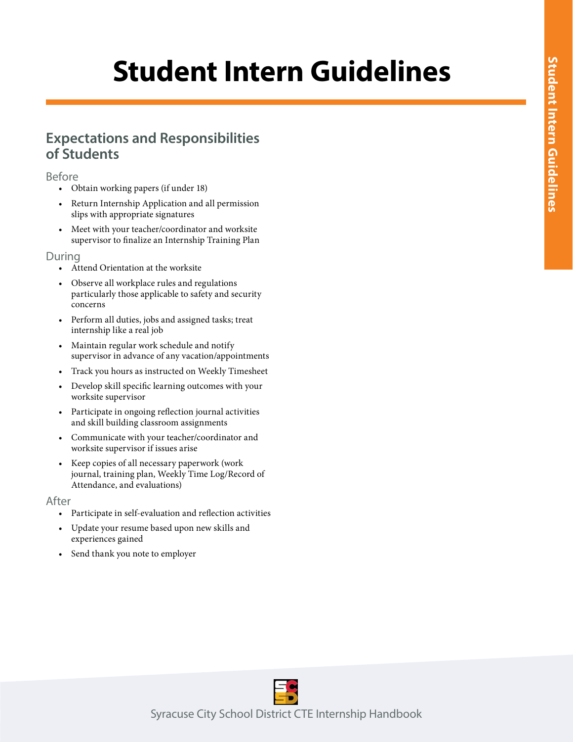# Student Intern Guidelines

## Expectations and Responsibilities of Students

### Before

- Obtain working papers (if under 18)
- Return Internship Application and all permission slips with appropriate signatures
- Meet with your teacher/coordinator and worksite supervisor to finalize an Internship Training Plan

### During

- Attend Orientation at the worksite
- Observe all workplace rules and regulations particularly those applicable to safety and security concerns
- Perform all duties, jobs and assigned tasks; treat internship like a real job
- Maintain regular work schedule and notify supervisor in advance of any vacation/appointments
- Track you hours as instructed on Weekly Timesheet
- Develop skill specific learning outcomes with your worksite supervisor
- Participate in ongoing reflection journal activities and skill building classroom assignments
- Communicate with your teacher/coordinator and worksite supervisor if issues arise
- Keep copies of all necessary paperwork (work journal, training plan, Weekly Time Log/Record of Attendance, and evaluations)

### After

- Participate in self-evaluation and reflection activities
- Update your resume based upon new skills and experiences gained
- Send thank you note to employer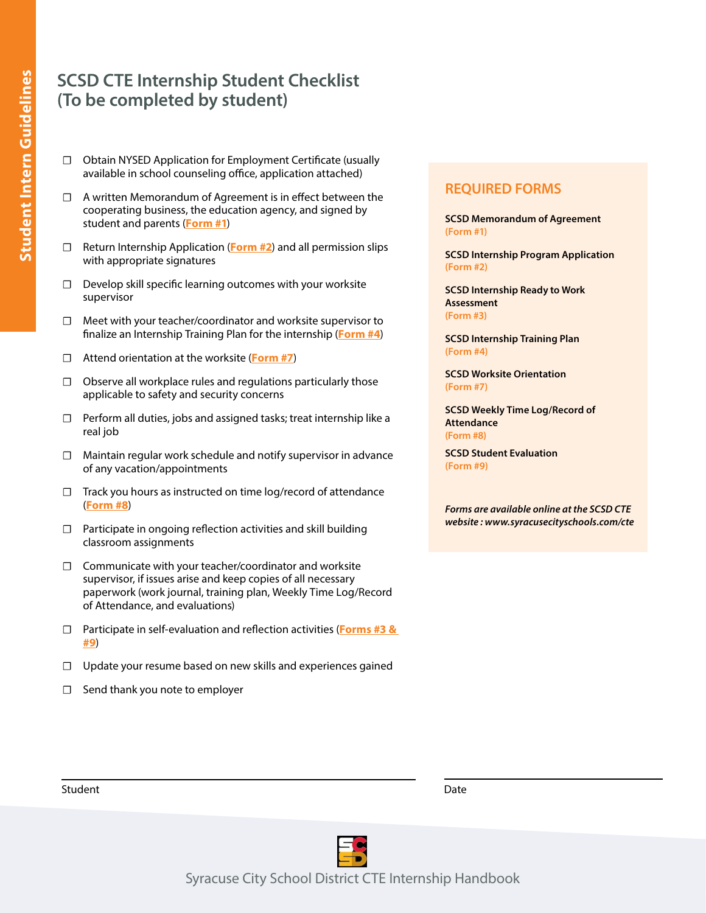# SCSD CTE Internship Student Checklist (To be completed by student)

- ☐ Obtain NYSED Application for Employment Certificate (usually available in school counseling office, application attached)
- ☐ A written Memorandum of Agreement is in effect between the cooperating business, the education agency, and signed by student and parents (**Form #1**)
- ☐ Return Internship Application (**Form #2**) and all permission slips with appropriate signatures
- ☐ Develop skill specific learning outcomes with your worksite supervisor
- ☐ Meet with your teacher/coordinator and worksite supervisor to finalize an Internship Training Plan for the internship (**Form #4**)
- ☐ Attend orientation at the worksite (**Form #7**)
- ☐ Observe all workplace rules and regulations particularly those applicable to safety and security concerns
- ☐ Perform all duties, jobs and assigned tasks; treat internship like a real job
- ☐ Maintain regular work schedule and notify supervisor in advance of any vacation/appointments
- ☐ Track you hours as instructed on time log/record of attendance (**Form #8**)
- ☐ Participate in ongoing reflection activities and skill building classroom assignments
- ☐ Communicate with your teacher/coordinator and worksite supervisor, if issues arise and keep copies of all necessary paperwork (work journal, training plan, Weekly Time Log/Record of Attendance, and evaluations)
- ☐ Participate in self-evaluation and reflection activities (**Forms #3 & #9**)
- ☐ Update your resume based on new skills and experiences gained
- ☐ Send thank you note to employer

## REQUIRED FORMS

**SCSD Memorandum of Agreement**
(Form #1)

**SCSD Internship Program Application**
(Form #2)

**SCSD Internship Ready to Work Assessment**
(Form #3)

**SCSD Internship Training Plan**
(Form #4)

**SCSD Worksite Orientation**
(Form #7)

**SCSD Weekly Time Log/Record of Attendance**
(Form #8)

**SCSD Student Evaluation**
(Form #9)

***Forms are available online at the SCSD CTE website : www.syracusecityschools.com/cte***

Student ______________________________ Date ______________________________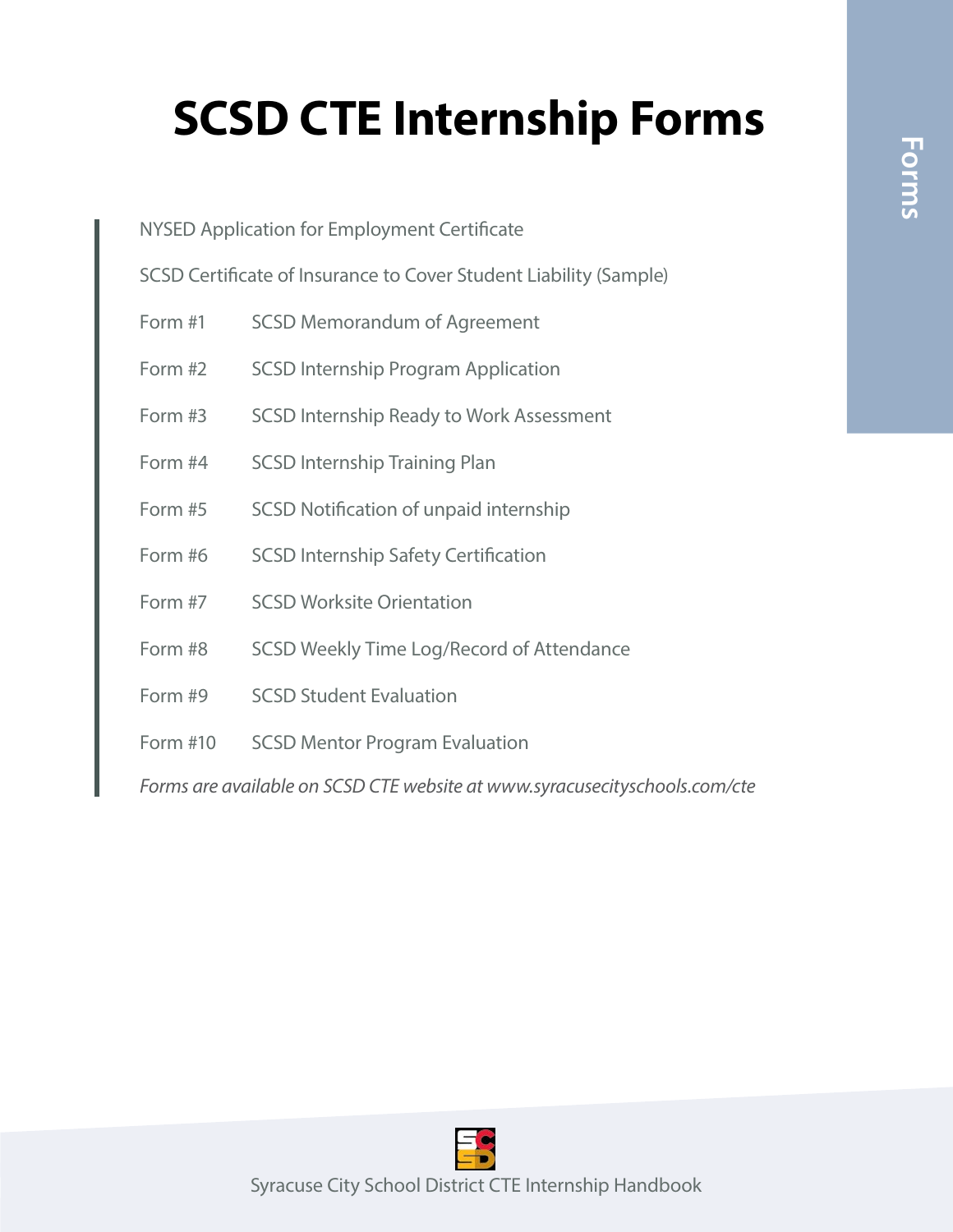# SCSD CTE Internship Forms

NYSED Application for Employment Certificate

SCSD Certificate of Insurance to Cover Student Liability (Sample)

| | |
|---|---|
| Form #1 | SCSD Memorandum of Agreement |
| Form #2 | SCSD Internship Program Application |
| Form #3 | SCSD Internship Ready to Work Assessment |
| Form #4 | SCSD Internship Training Plan |
| Form #5 | SCSD Notification of unpaid internship |
| Form #6 | SCSD Internship Safety Certification |
| Form #7 | SCSD Worksite Orientation |
| Form #8 | SCSD Weekly Time Log/Record of Attendance |
| Form #9 | SCSD Student Evaluation |
| Form #10 | SCSD Mentor Program Evaluation |

*Forms are available on SCSD CTE website at www.syracusecityschools.com/cte*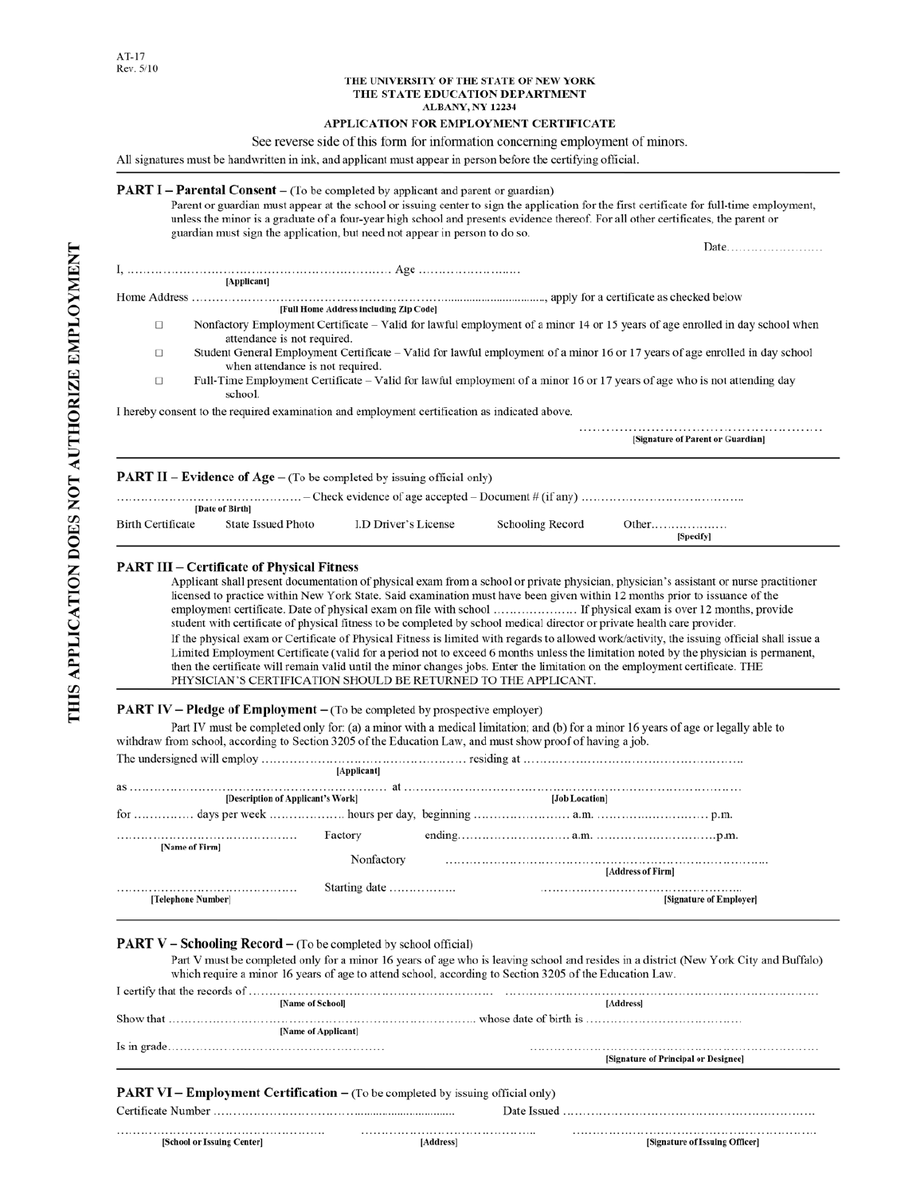AT-17
Rev. 5/10

**THE UNIVERSITY OF THE STATE OF NEW YORK**
**THE STATE EDUCATION DEPARTMENT**
**ALBANY, NY 12234**

**APPLICATION FOR EMPLOYMENT CERTIFICATE**

See reverse side of this form for information concerning employment of minors.

All signatures must be handwritten in ink, and applicant must appear in person before the certifying official.

**THIS APPLICATION DOES NOT AUTHORIZE EMPLOYMENT**

---

**PART I – Parental Consent** – (To be completed by applicant and parent or guardian)

Parent or guardian must appear at the school or issuing center to sign the application for the first certificate for full-time employment, unless the minor is a graduate of a four-year high school and presents evidence thereof. For all other certificates, the parent or guardian must sign the application, but need not appear in person to do so.

Date……………………

I, ……………………………………………………………… Age ……………………
[Applicant]

Home Address ……………………………………………………………………………………, apply for a certificate as checked below
[Full Home Address including Zip Code]

- ☐ Nonfactory Employment Certificate – Valid for lawful employment of a minor 14 or 15 years of age enrolled in day school when attendance is not required.
- ☐ Student General Employment Certificate – Valid for lawful employment of a minor 16 or 17 years of age enrolled in day school when attendance is not required.
- ☐ Full-Time Employment Certificate – Valid for lawful employment of a minor 16 or 17 years of age who is not attending day school.

I hereby consent to the required examination and employment certification as indicated above.

……………………………………………………
[Signature of Parent or Guardian]

---

**PART II – Evidence of Age** – (To be completed by issuing official only)

………………………………………… – Check evidence of age accepted – Document # (if any) ……………………………………
[Date of Birth]

Birth Certificate     State Issued Photo     I.D Driver's License     Schooling Record     Other………………
[Specify]

---

**PART III – Certificate of Physical Fitness**

Applicant shall present documentation of physical exam from a school or private physician, physician's assistant or nurse practitioner licensed to practice within New York State. Said examination must have been given within 12 months prior to issuance of the employment certificate. Date of physical exam on file with school ………………… If physical exam is over 12 months, provide student with certificate of physical fitness to be completed by school medical director or private health care provider.

If the physical exam or Certificate of Physical Fitness is limited with regards to allowed work/activity, the issuing official shall issue a Limited Employment Certificate (valid for a period not to exceed 6 months unless the limitation noted by the physician is permanent, then the certificate will remain valid until the minor changes jobs. Enter the limitation on the employment certificate. THE PHYSICIAN'S CERTIFICATION SHOULD BE RETURNED TO THE APPLICANT.

---

**PART IV – Pledge of Employment** – (To be completed by prospective employer)

Part IV must be completed only for: (a) a minor with a medical limitation; and (b) for a minor 16 years of age or legally able to withdraw from school, according to Section 3205 of the Education Law, and must show proof of having a job.

The undersigned will employ ……………………………………………… residing at ………………………………………………
[Applicant]

as …………………………………………………………… at ……………………………………………………………………………
[Description of Applicant's Work]     [Job Location]

for …………… days per week ……………… hours per day, beginning …………………… a.m. …………………… p.m.

……………………………………     Factory     ending………………………a.m. …………………………p.m.
[Name of Firm]

Nonfactory     ……………………………………………………………………
[Address of Firm]

……………………………………     Starting date ……………     ……………………………………………
[Telephone Number]     [Signature of Employer]

---

**PART V – Schooling Record** – (To be completed by school official)

Part V must be completed only for a minor 16 years of age who is leaving school and resides in a district (New York City and Buffalo) which require a minor 16 years of age to attend school, according to Section 3205 of the Education Law.

I certify that the records of ……………………………………………………… ……………………………………………………………
[Name of School]     [Address]

Show that …………………………………………………………………… whose date of birth is ………………………………
[Name of Applicant]

Is in grade……………………………………………     ……………………………………………………………
[Signature of Principal or Designee]

---

**PART VI – Employment Certification** – (To be completed by issuing official only)

Certificate Number ……………………………………………………     Date Issued ……………………………………………………

…………………………………………     ……………………………………     ……………………………………………………
[School or Issuing Center]     [Address]     [Signature of Issuing Officer]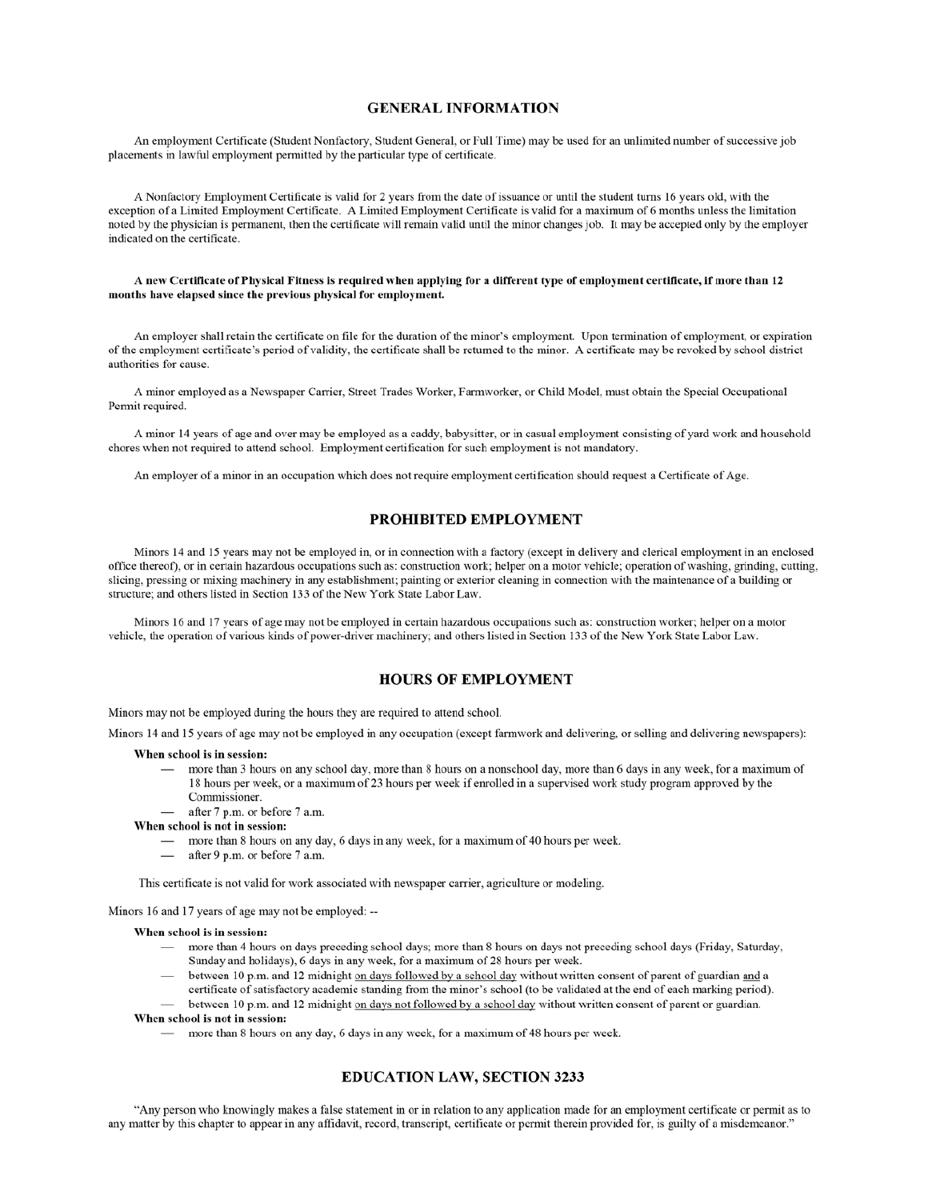## GENERAL INFORMATION

An employment Certificate (Student Nonfactory, Student General, or Full Time) may be used for an unlimited number of successive job placements in lawful employment permitted by the particular type of certificate.

A Nonfactory Employment Certificate is valid for 2 years from the date of issuance or until the student turns 16 years old, with the exception of a Limited Employment Certificate. A Limited Employment Certificate is valid for a maximum of 6 months unless the limitation noted by the physician is permanent, then the certificate will remain valid until the minor changes job. It may be accepted only by the employer indicated on the certificate.

**A new Certificate of Physical Fitness is required when applying for a different type of employment certificate, if more than 12 months have elapsed since the previous physical for employment.**

An employer shall retain the certificate on file for the duration of the minor's employment. Upon termination of employment, or expiration of the employment certificate's period of validity, the certificate shall be returned to the minor. A certificate may be revoked by school district authorities for cause.

A minor employed as a Newspaper Carrier, Street Trades Worker, Farmworker, or Child Model, must obtain the Special Occupational Permit required.

A minor 14 years of age and over may be employed as a caddy, babysitter, or in casual employment consisting of yard work and household chores when not required to attend school. Employment certification for such employment is not mandatory.

An employer of a minor in an occupation which does not require employment certification should request a Certificate of Age.

## PROHIBITED EMPLOYMENT

Minors 14 and 15 years may not be employed in, or in connection with a factory (except in delivery and clerical employment in an enclosed office thereof), or in certain hazardous occupations such as: construction work; helper on a motor vehicle; operation of washing, grinding, cutting, slicing, pressing or mixing machinery in any establishment; painting or exterior cleaning in connection with the maintenance of a building or structure; and others listed in Section 133 of the New York State Labor Law.

Minors 16 and 17 years of age may not be employed in certain hazardous occupations such as: construction worker; helper on a motor vehicle, the operation of various kinds of power-driver machinery; and others listed in Section 133 of the New York State Labor Law.

## HOURS OF EMPLOYMENT

Minors may not be employed during the hours they are required to attend school.

Minors 14 and 15 years of age may not be employed in any occupation (except farmwork and delivering, or selling and delivering newspapers):

**When school is in session:**

- more than 3 hours on any school day, more than 8 hours on a nonschool day, more than 6 days in any week, for a maximum of 18 hours per week, or a maximum of 23 hours per week if enrolled in a supervised work study program approved by the Commissioner.
- after 7 p.m. or before 7 a.m.

**When school is not in session:**

- more than 8 hours on any day, 6 days in any week, for a maximum of 40 hours per week.
- after 9 p.m. or before 7 a.m.

This certificate is not valid for work associated with newspaper carrier, agriculture or modeling.

Minors 16 and 17 years of age may not be employed: --

**When school is in session:**

- more than 4 hours on days preceding school days; more than 8 hours on days not preceding school days (Friday, Saturday, Sunday and holidays), 6 days in any week, for a maximum of 28 hours per week.
- between 10 p.m. and 12 midnight on days followed by a school day without written consent of parent of guardian and a certificate of satisfactory academic standing from the minor's school (to be validated at the end of each marking period).
- between 10 p.m. and 12 midnight on days not followed by a school day without written consent of parent or guardian.

**When school is not in session:**

- more than 8 hours on any day, 6 days in any week, for a maximum of 48 hours per week.

## EDUCATION LAW, SECTION 3233

"Any person who knowingly makes a false statement in or in relation to any application made for an employment certificate or permit as to any matter by this chapter to appear in any affidavit, record, transcript, certificate or permit therein provided for, is guilty of a misdemeanor."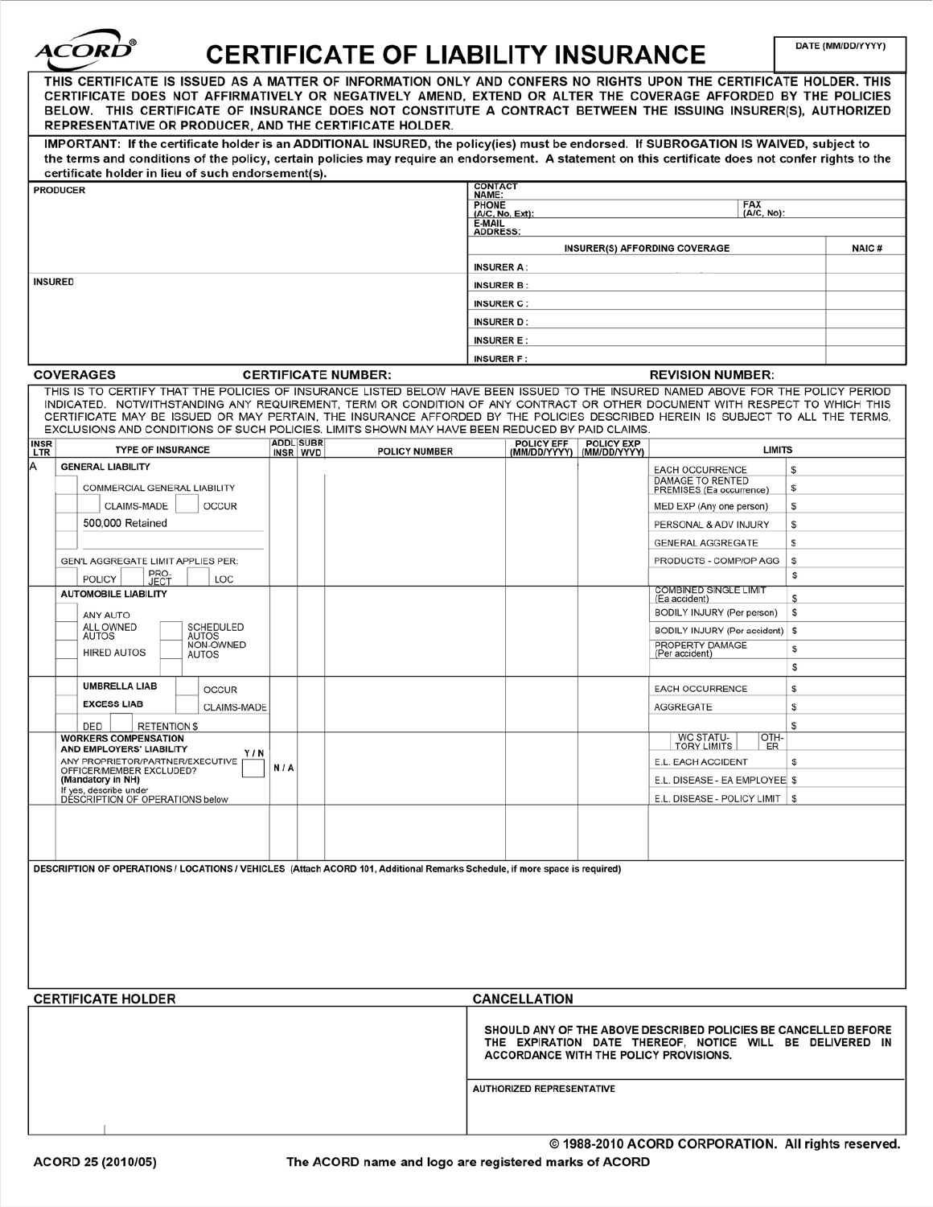# CERTIFICATE OF LIABILITY INSURANCE

**ACORD®**

DATE (MM/DD/YYYY)

**THIS CERTIFICATE IS ISSUED AS A MATTER OF INFORMATION ONLY AND CONFERS NO RIGHTS UPON THE CERTIFICATE HOLDER. THIS CERTIFICATE DOES NOT AFFIRMATIVELY OR NEGATIVELY AMEND, EXTEND OR ALTER THE COVERAGE AFFORDED BY THE POLICIES BELOW. THIS CERTIFICATE OF INSURANCE DOES NOT CONSTITUTE A CONTRACT BETWEEN THE ISSUING INSURER(S), AUTHORIZED REPRESENTATIVE OR PRODUCER, AND THE CERTIFICATE HOLDER.**

**IMPORTANT: If the certificate holder is an ADDITIONAL INSURED, the policy(ies) must be endorsed. If SUBROGATION IS WAIVED, subject to the terms and conditions of the policy, certain policies may require an endorsement. A statement on this certificate does not confer rights to the certificate holder in lieu of such endorsement(s).**

| PRODUCER | CONTACT NAME: | |
|---|---|---|
| | PHONE (A/C, No, Ext): | FAX (A/C, No): |
| | E-MAIL ADDRESS: | |
| | **INSURER(S) AFFORDING COVERAGE** | **NAIC #** |
| | INSURER A : | |
| INSURED | INSURER B : | |
| | INSURER C : | |
| | INSURER D : | |
| | INSURER E : | |
| | INSURER F : | |

**COVERAGES** **CERTIFICATE NUMBER:** **REVISION NUMBER:**

THIS IS TO CERTIFY THAT THE POLICIES OF INSURANCE LISTED BELOW HAVE BEEN ISSUED TO THE INSURED NAMED ABOVE FOR THE POLICY PERIOD INDICATED. NOTWITHSTANDING ANY REQUIREMENT, TERM OR CONDITION OF ANY CONTRACT OR OTHER DOCUMENT WITH RESPECT TO WHICH THIS CERTIFICATE MAY BE ISSUED OR MAY PERTAIN, THE INSURANCE AFFORDED BY THE POLICIES DESCRIBED HEREIN IS SUBJECT TO ALL THE TERMS, EXCLUSIONS AND CONDITIONS OF SUCH POLICIES. LIMITS SHOWN MAY HAVE BEEN REDUCED BY PAID CLAIMS.

| INSR LTR | TYPE OF INSURANCE | ADDL INSR | SUBR WVD | POLICY NUMBER | POLICY EFF (MM/DD/YYYY) | POLICY EXP (MM/DD/YYYY) | LIMITS | |
|---|---|---|---|---|---|---|---|---|
| A | **GENERAL LIABILITY** | | | | | | EACH OCCURRENCE | $ |
| | COMMERCIAL GENERAL LIABILITY | | | | | | DAMAGE TO RENTED PREMISES (Ea occurrence) | $ |
| | CLAIMS-MADE / OCCUR | | | | | | MED EXP (Any one person) | $ |
| | 500,000 Retained | | | | | | PERSONAL & ADV INJURY | $ |
| | | | | | | | GENERAL AGGREGATE | $ |
| | GEN'L AGGREGATE LIMIT APPLIES PER: | | | | | | PRODUCTS - COMP/OP AGG | $ |
| | POLICY / PRO-JECT / LOC | | | | | | | $ |
| | **AUTOMOBILE LIABILITY** | | | | | | COMBINED SINGLE LIMIT (Ea accident) | $ |
| | ANY AUTO | | | | | | BODILY INJURY (Per person) | $ |
| | ALL OWNED AUTOS / SCHEDULED AUTOS | | | | | | BODILY INJURY (Per accident) | $ |
| | HIRED AUTOS / NON-OWNED AUTOS | | | | | | PROPERTY DAMAGE (Per accident) | $ |
| | | | | | | | | $ |
| | **UMBRELLA LIAB** / OCCUR | | | | | | EACH OCCURRENCE | $ |
| | **EXCESS LIAB** / CLAIMS-MADE | | | | | | AGGREGATE | $ |
| | DED / RETENTION $ | | | | | | | $ |
| | **WORKERS COMPENSATION AND EMPLOYERS' LIABILITY** Y / N | | | | | | WC STATU-TORY LIMITS / OTH-ER | |
| | ANY PROPRIETOR/PARTNER/EXECUTIVE OFFICER/MEMBER EXCLUDED? **(Mandatory in NH)** | N / A | | | | | E.L. EACH ACCIDENT | $ |
| | If yes, describe under DESCRIPTION OF OPERATIONS below | | | | | | E.L. DISEASE - EA EMPLOYEE | $ |
| | | | | | | | E.L. DISEASE - POLICY LIMIT | $ |
| | | | | | | | | |

**DESCRIPTION OF OPERATIONS / LOCATIONS / VEHICLES** (Attach ACORD 101, Additional Remarks Schedule, if more space is required)

| CERTIFICATE HOLDER | CANCELLATION |
|---|---|
| | **SHOULD ANY OF THE ABOVE DESCRIBED POLICIES BE CANCELLED BEFORE THE EXPIRATION DATE THEREOF, NOTICE WILL BE DELIVERED IN ACCORDANCE WITH THE POLICY PROVISIONS.** |
| | AUTHORIZED REPRESENTATIVE |

**© 1988-2010 ACORD CORPORATION. All rights reserved.**

ACORD 25 (2010/05) The ACORD name and logo are registered marks of ACORD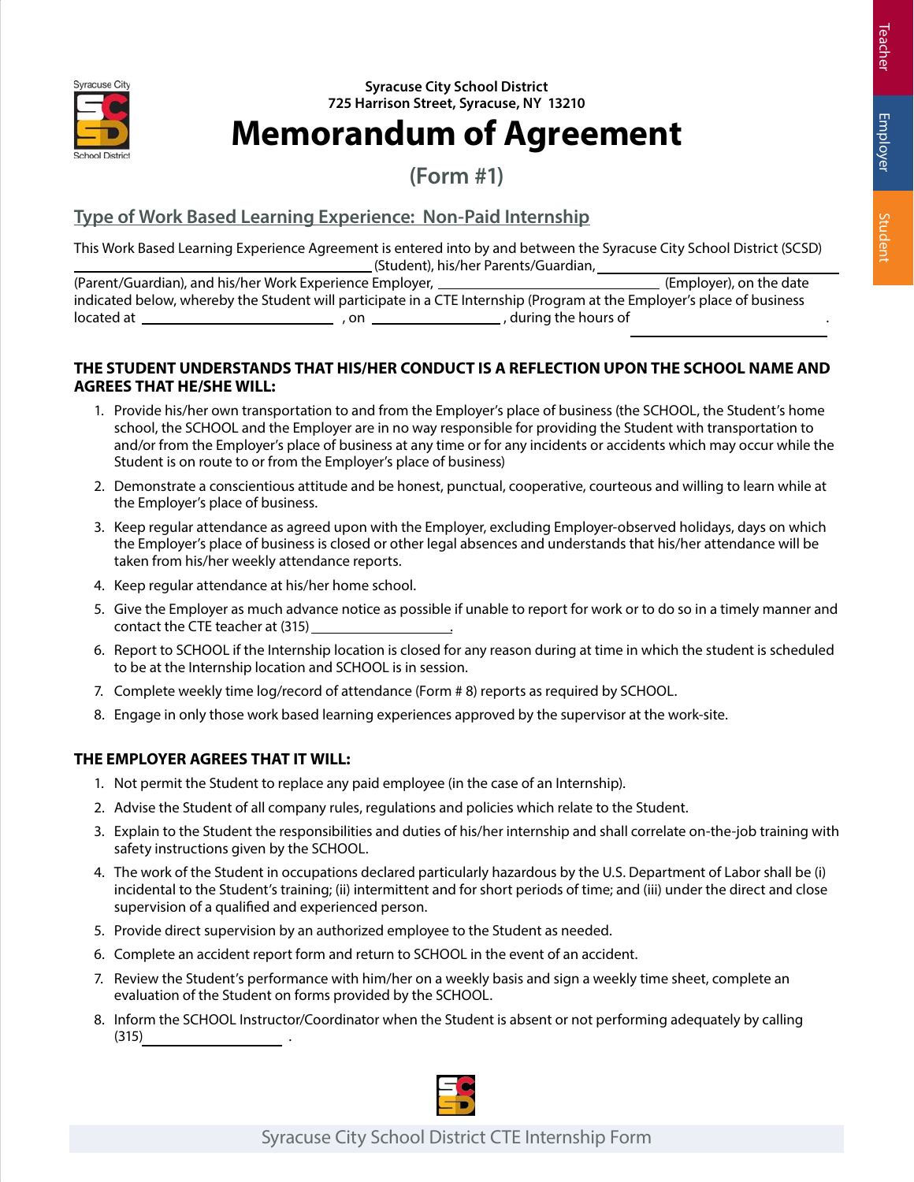Syracuse City School District
725 Harrison Street, Syracuse, NY 13210

# Memorandum of Agreement

## (Form #1)

### Type of Work Based Learning Experience: Non-Paid Internship

This Work Based Learning Experience Agreement is entered into by and between the Syracuse City School District (SCSD) ______________________________ (Student), his/her Parents/Guardian, ______________________________ (Parent/Guardian), and his/her Work Experience Employer, ______________________________ (Employer), on the date indicated below, whereby the Student will participate in a CTE Internship (Program at the Employer's place of business located at ______________________________ , on ____________________ , during the hours of ______________________________ .

**THE STUDENT UNDERSTANDS THAT HIS/HER CONDUCT IS A REFLECTION UPON THE SCHOOL NAME AND AGREES THAT HE/SHE WILL:**

1. Provide his/her own transportation to and from the Employer's place of business (the SCHOOL, the Student's home school, the SCHOOL and the Employer are in no way responsible for providing the Student with transportation to and/or from the Employer's place of business at any time or for any incidents or accidents which may occur while the Student is on route to or from the Employer's place of business)
2. Demonstrate a conscientious attitude and be honest, punctual, cooperative, courteous and willing to learn while at the Employer's place of business.
3. Keep regular attendance as agreed upon with the Employer, excluding Employer-observed holidays, days on which the Employer's place of business is closed or other legal absences and understands that his/her attendance will be taken from his/her weekly attendance reports.
4. Keep regular attendance at his/her home school.
5. Give the Employer as much advance notice as possible if unable to report for work or to do so in a timely manner and contact the CTE teacher at (315) ____________________.
6. Report to SCHOOL if the Internship location is closed for any reason during at time in which the student is scheduled to be at the Internship location and SCHOOL is in session.
7. Complete weekly time log/record of attendance (Form # 8) reports as required by SCHOOL.
8. Engage in only those work based learning experiences approved by the supervisor at the work-site.

**THE EMPLOYER AGREES THAT IT WILL:**

1. Not permit the Student to replace any paid employee (in the case of an Internship).
2. Advise the Student of all company rules, regulations and policies which relate to the Student.
3. Explain to the Student the responsibilities and duties of his/her internship and shall correlate on-the-job training with safety instructions given by the SCHOOL.
4. The work of the Student in occupations declared particularly hazardous by the U.S. Department of Labor shall be (i) incidental to the Student's training; (ii) intermittent and for short periods of time; and (iii) under the direct and close supervision of a qualified and experienced person.
5. Provide direct supervision by an authorized employee to the Student as needed.
6. Complete an accident report form and return to SCHOOL in the event of an accident.
7. Review the Student's performance with him/her on a weekly basis and sign a weekly time sheet, complete an evaluation of the Student on forms provided by the SCHOOL.
8. Inform the SCHOOL Instructor/Coordinator when the Student is absent or not performing adequately by calling (315) ____________________ .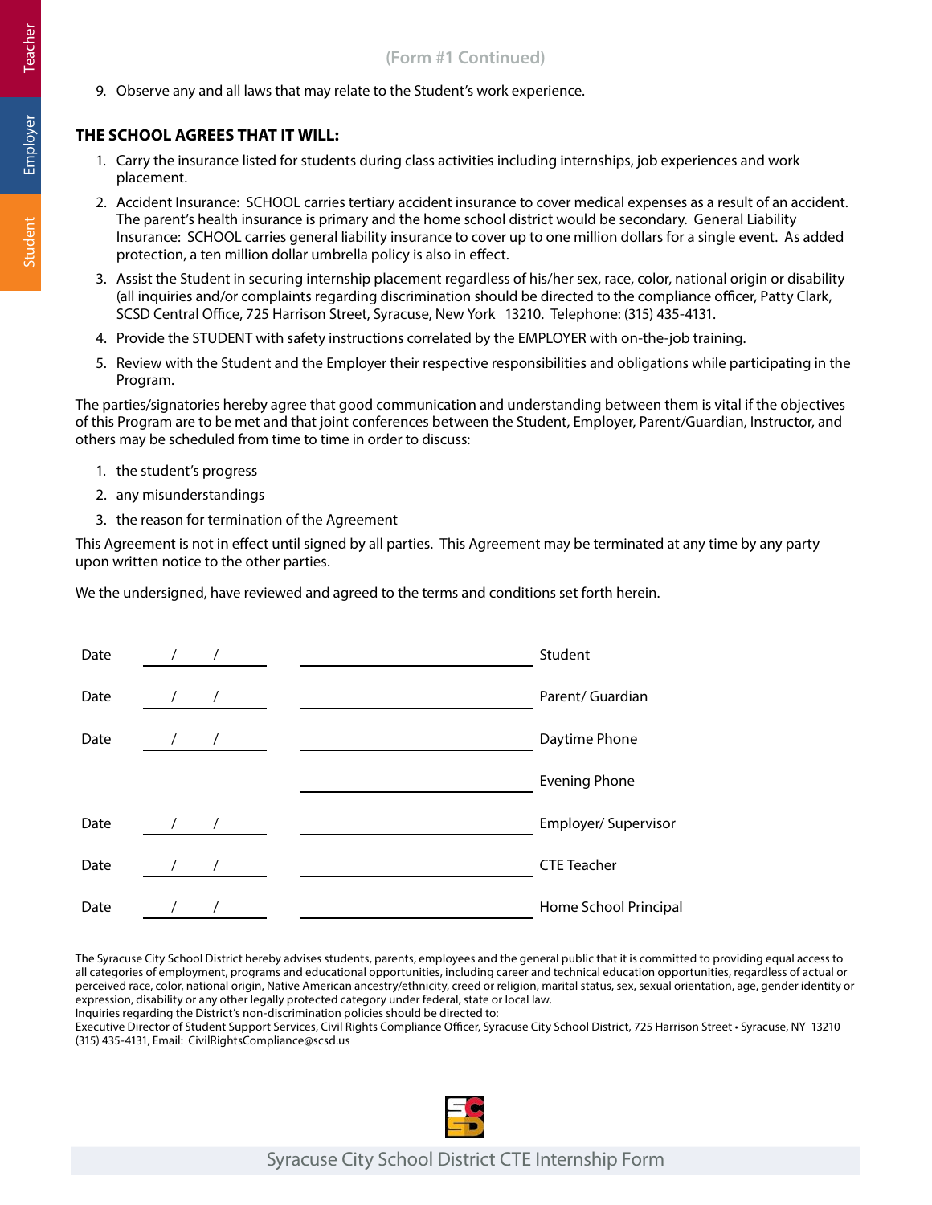(Form #1 Continued)

9. Observe any and all laws that may relate to the Student's work experience.

**THE SCHOOL AGREES THAT IT WILL:**

1. Carry the insurance listed for students during class activities including internships, job experiences and work placement.
2. Accident Insurance: SCHOOL carries tertiary accident insurance to cover medical expenses as a result of an accident. The parent's health insurance is primary and the home school district would be secondary. General Liability Insurance: SCHOOL carries general liability insurance to cover up to one million dollars for a single event. As added protection, a ten million dollar umbrella policy is also in effect.
3. Assist the Student in securing internship placement regardless of his/her sex, race, color, national origin or disability (all inquiries and/or complaints regarding discrimination should be directed to the compliance officer, Patty Clark, SCSD Central Office, 725 Harrison Street, Syracuse, New York 13210. Telephone: (315) 435-4131.
4. Provide the STUDENT with safety instructions correlated by the EMPLOYER with on-the-job training.
5. Review with the Student and the Employer their respective responsibilities and obligations while participating in the Program.

The parties/signatories hereby agree that good communication and understanding between them is vital if the objectives of this Program are to be met and that joint conferences between the Student, Employer, Parent/Guardian, Instructor, and others may be scheduled from time to time in order to discuss:

1. the student's progress
2. any misunderstandings
3. the reason for termination of the Agreement

This Agreement is not in effect until signed by all parties. This Agreement may be terminated at any time by any party upon written notice to the other parties.

We the undersigned, have reviewed and agreed to the terms and conditions set forth herein.

| | | | |
|---|---|---|---|
| Date | ____/____/____ | ______________________ | Student |
| Date | ____/____/____ | ______________________ | Parent/ Guardian |
| Date | ____/____/____ | ______________________ | Daytime Phone |
| | | ______________________ | Evening Phone |
| Date | ____/____/____ | ______________________ | Employer/ Supervisor |
| Date | ____/____/____ | ______________________ | CTE Teacher |
| Date | ____/____/____ | ______________________ | Home School Principal |

The Syracuse City School District hereby advises students, parents, employees and the general public that it is committed to providing equal access to all categories of employment, programs and educational opportunities, including career and technical education opportunities, regardless of actual or perceived race, color, national origin, Native American ancestry/ethnicity, creed or religion, marital status, sex, sexual orientation, age, gender identity or expression, disability or any other legally protected category under federal, state or local law.
Inquiries regarding the District's non-discrimination policies should be directed to:
Executive Director of Student Support Services, Civil Rights Compliance Officer, Syracuse City School District, 725 Harrison Street • Syracuse, NY 13210
(315) 435-4131, Email: CivilRightsCompliance@scsd.us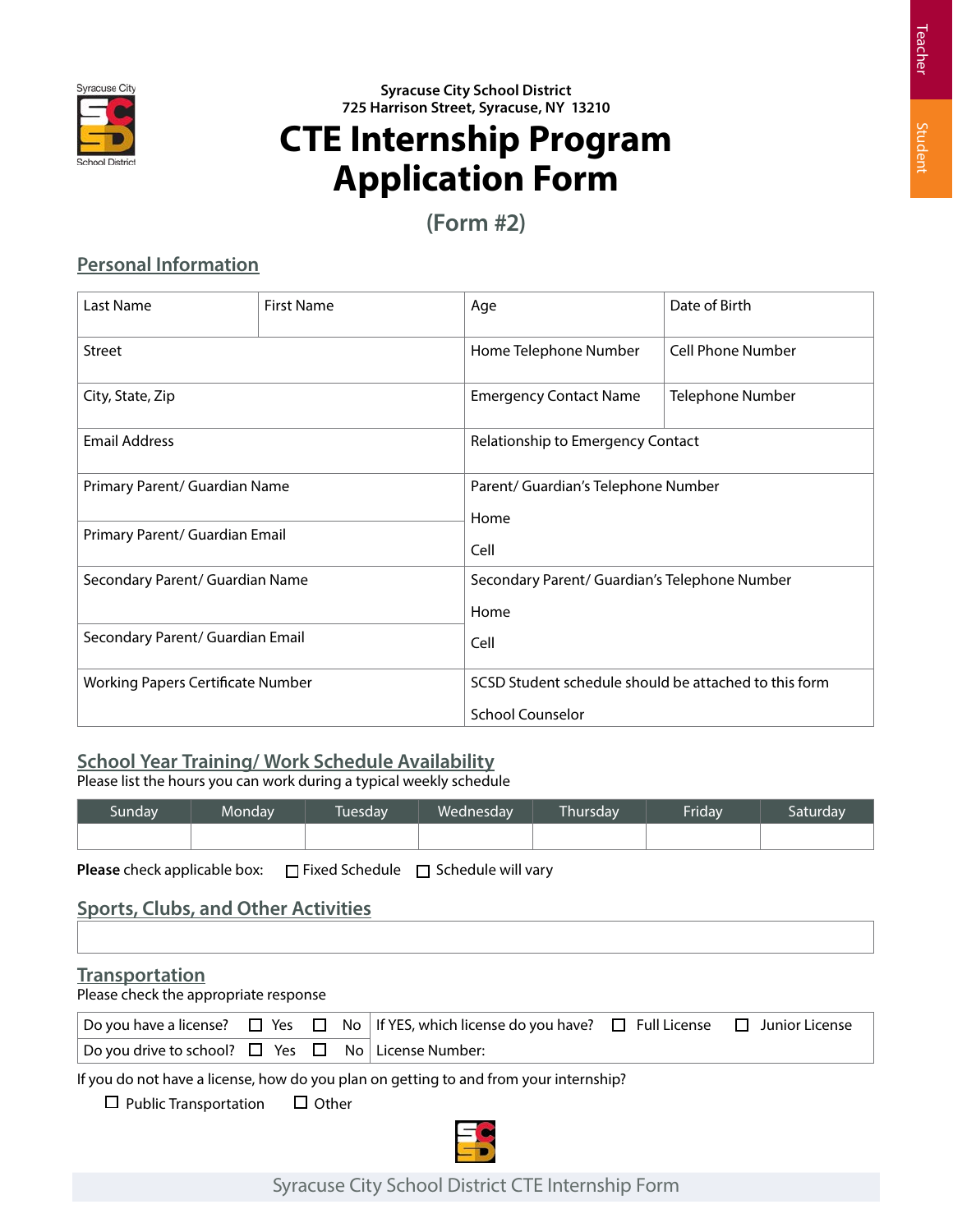Syracuse City School District
725 Harrison Street, Syracuse, NY 13210

# CTE Internship Program Application Form

## (Form #2)

## Personal Information

| Last Name | First Name | Age | Date of Birth |
|---|---|---|---|
| Street | | Home Telephone Number | Cell Phone Number |
| City, State, Zip | | Emergency Contact Name | Telephone Number |
| Email Address | | Relationship to Emergency Contact | |
| Primary Parent/ Guardian Name | | Parent/ Guardian's Telephone Number<br>Home<br>Cell | |
| Primary Parent/ Guardian Email | | | |
| Secondary Parent/ Guardian Name | | Secondary Parent/ Guardian's Telephone Number<br>Home<br>Cell | |
| Secondary Parent/ Guardian Email | | | |
| Working Papers Certificate Number | | SCSD Student schedule should be attached to this form<br>School Counselor | |

## School Year Training/ Work Schedule Availability

Please list the hours you can work during a typical weekly schedule

| Sunday | Monday | Tuesday | Wednesday | Thursday | Friday | Saturday |
|---|---|---|---|---|---|---|
| | | | | | | |

**Please** check applicable box: ☐ Fixed Schedule ☐ Schedule will vary

## Sports, Clubs, and Other Activities

| |
|---|
| |

## Transportation

Please check the appropriate response

| Do you have a license? ☐ Yes ☐ No | If YES, which license do you have? ☐ Full License ☐ Junior License |
|---|---|
| Do you drive to school? ☐ Yes ☐ No | License Number: |

If you do not have a license, how do you plan on getting to and from your internship?

☐ Public Transportation ☐ Other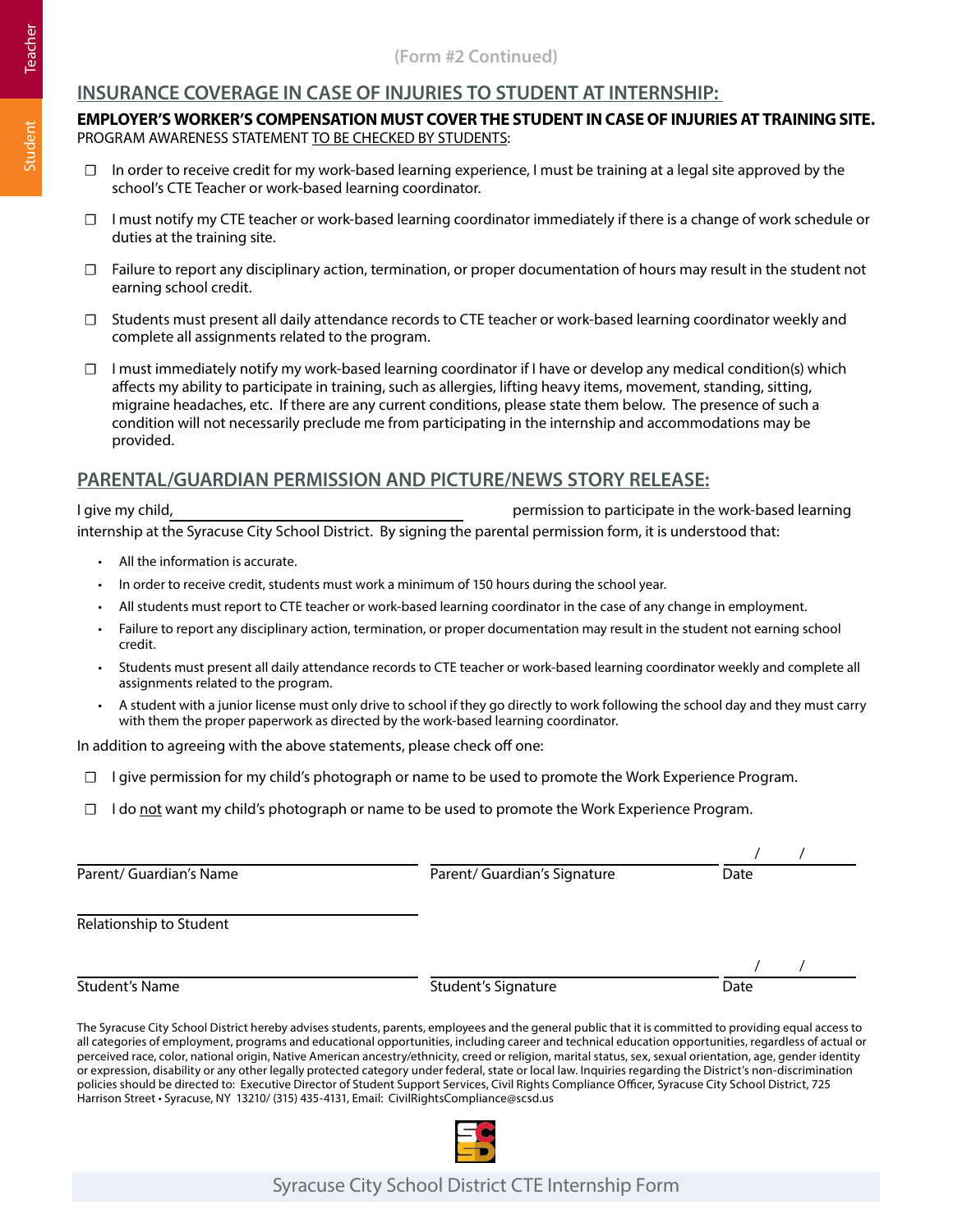(Form #2 Continued)

## INSURANCE COVERAGE IN CASE OF INJURIES TO STUDENT AT INTERNSHIP:

**EMPLOYER'S WORKER'S COMPENSATION MUST COVER THE STUDENT IN CASE OF INJURIES AT TRAINING SITE.**
PROGRAM AWARENESS STATEMENT TO BE CHECKED BY STUDENTS:

- ☐ In order to receive credit for my work-based learning experience, I must be training at a legal site approved by the school's CTE Teacher or work-based learning coordinator.
- ☐ I must notify my CTE teacher or work-based learning coordinator immediately if there is a change of work schedule or duties at the training site.
- ☐ Failure to report any disciplinary action, termination, or proper documentation of hours may result in the student not earning school credit.
- ☐ Students must present all daily attendance records to CTE teacher or work-based learning coordinator weekly and complete all assignments related to the program.
- ☐ I must immediately notify my work-based learning coordinator if I have or develop any medical condition(s) which affects my ability to participate in training, such as allergies, lifting heavy items, movement, standing, sitting, migraine headaches, etc. If there are any current conditions, please state them below. The presence of such a condition will not necessarily preclude me from participating in the internship and accommodations may be provided.

## PARENTAL/GUARDIAN PERMISSION AND PICTURE/NEWS STORY RELEASE:

I give my child, ______________________________ permission to participate in the work-based learning internship at the Syracuse City School District. By signing the parental permission form, it is understood that:

- All the information is accurate.
- In order to receive credit, students must work a minimum of 150 hours during the school year.
- All students must report to CTE teacher or work-based learning coordinator in the case of any change in employment.
- Failure to report any disciplinary action, termination, or proper documentation may result in the student not earning school credit.
- Students must present all daily attendance records to CTE teacher or work-based learning coordinator weekly and complete all assignments related to the program.
- A student with a junior license must only drive to school if they go directly to work following the school day and they must carry with them the proper paperwork as directed by the work-based learning coordinator.

In addition to agreeing with the above statements, please check off one:

- ☐ I give permission for my child's photograph or name to be used to promote the Work Experience Program.
- ☐ I do not want my child's photograph or name to be used to promote the Work Experience Program.

______________________________ ______________________________ ____/____/____
Parent/ Guardian's Name Parent/ Guardian's Signature Date

______________________________
Relationship to Student

______________________________ ______________________________ ____/____/____
Student's Name Student's Signature Date

The Syracuse City School District hereby advises students, parents, employees and the general public that it is committed to providing equal access to all categories of employment, programs and educational opportunities, including career and technical education opportunities, regardless of actual or perceived race, color, national origin, Native American ancestry/ethnicity, creed or religion, marital status, sex, sexual orientation, age, gender identity or expression, disability or any other legally protected category under federal, state or local law. Inquiries regarding the District's non-discrimination policies should be directed to: Executive Director of Student Support Services, Civil Rights Compliance Officer, Syracuse City School District, 725 Harrison Street • Syracuse, NY 13210/ (315) 435-4131, Email: CivilRightsCompliance@scsd.us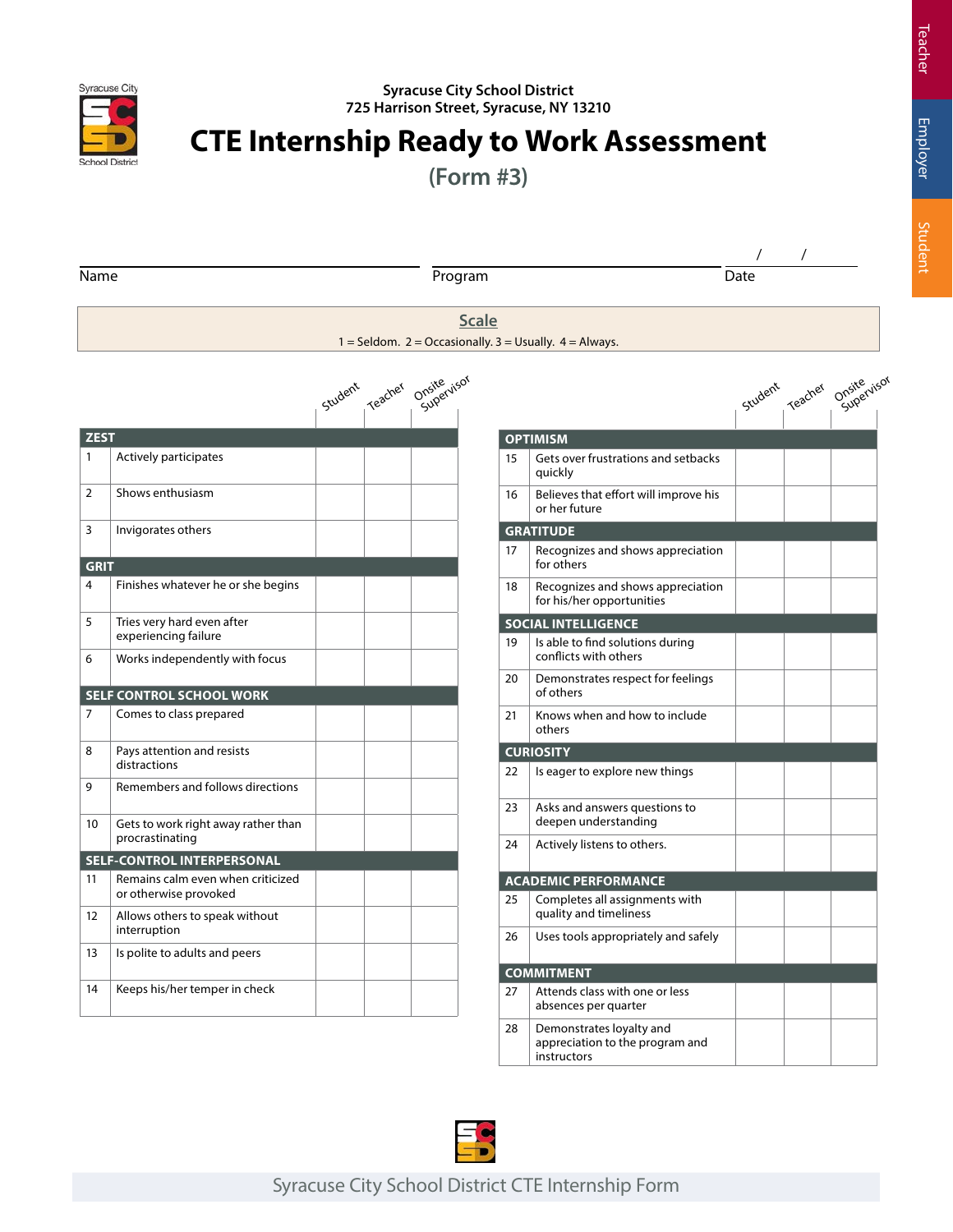Syracuse City School District
725 Harrison Street, Syracuse, NY 13210

# CTE Internship Ready to Work Assessment

## (Form #3)

Name ______________________ Program ______________________ Date ___/___/___

**Scale**

1 = Seldom. 2 = Occasionally. 3 = Usually. 4 = Always.

| # | Item | Student | Teacher | Onsite Supervisor |
|---|---|---|---|---|
| **ZEST** | | | | |
| 1 | Actively participates | | | |
| 2 | Shows enthusiasm | | | |
| 3 | Invigorates others | | | |
| **GRIT** | | | | |
| 4 | Finishes whatever he or she begins | | | |
| 5 | Tries very hard even after experiencing failure | | | |
| 6 | Works independently with focus | | | |
| **SELF CONTROL SCHOOL WORK** | | | | |
| 7 | Comes to class prepared | | | |
| 8 | Pays attention and resists distractions | | | |
| 9 | Remembers and follows directions | | | |
| 10 | Gets to work right away rather than procrastinating | | | |
| **SELF-CONTROL INTERPERSONAL** | | | | |
| 11 | Remains calm even when criticized or otherwise provoked | | | |
| 12 | Allows others to speak without interruption | | | |
| 13 | Is polite to adults and peers | | | |
| 14 | Keeps his/her temper in check | | | |

| # | Item | Student | Teacher | Onsite Supervisor |
|---|---|---|---|---|
| **OPTIMISM** | | | | |
| 15 | Gets over frustrations and setbacks quickly | | | |
| 16 | Believes that effort will improve his or her future | | | |
| **GRATITUDE** | | | | |
| 17 | Recognizes and shows appreciation for others | | | |
| 18 | Recognizes and shows appreciation for his/her opportunities | | | |
| **SOCIAL INTELLIGENCE** | | | | |
| 19 | Is able to find solutions during conflicts with others | | | |
| 20 | Demonstrates respect for feelings of others | | | |
| 21 | Knows when and how to include others | | | |
| **CURIOSITY** | | | | |
| 22 | Is eager to explore new things | | | |
| 23 | Asks and answers questions to deepen understanding | | | |
| 24 | Actively listens to others. | | | |
| **ACADEMIC PERFORMANCE** | | | | |
| 25 | Completes all assignments with quality and timeliness | | | |
| 26 | Uses tools appropriately and safely | | | |
| **COMMITMENT** | | | | |
| 27 | Attends class with one or less absences per quarter | | | |
| 28 | Demonstrates loyalty and appreciation to the program and instructors | | | |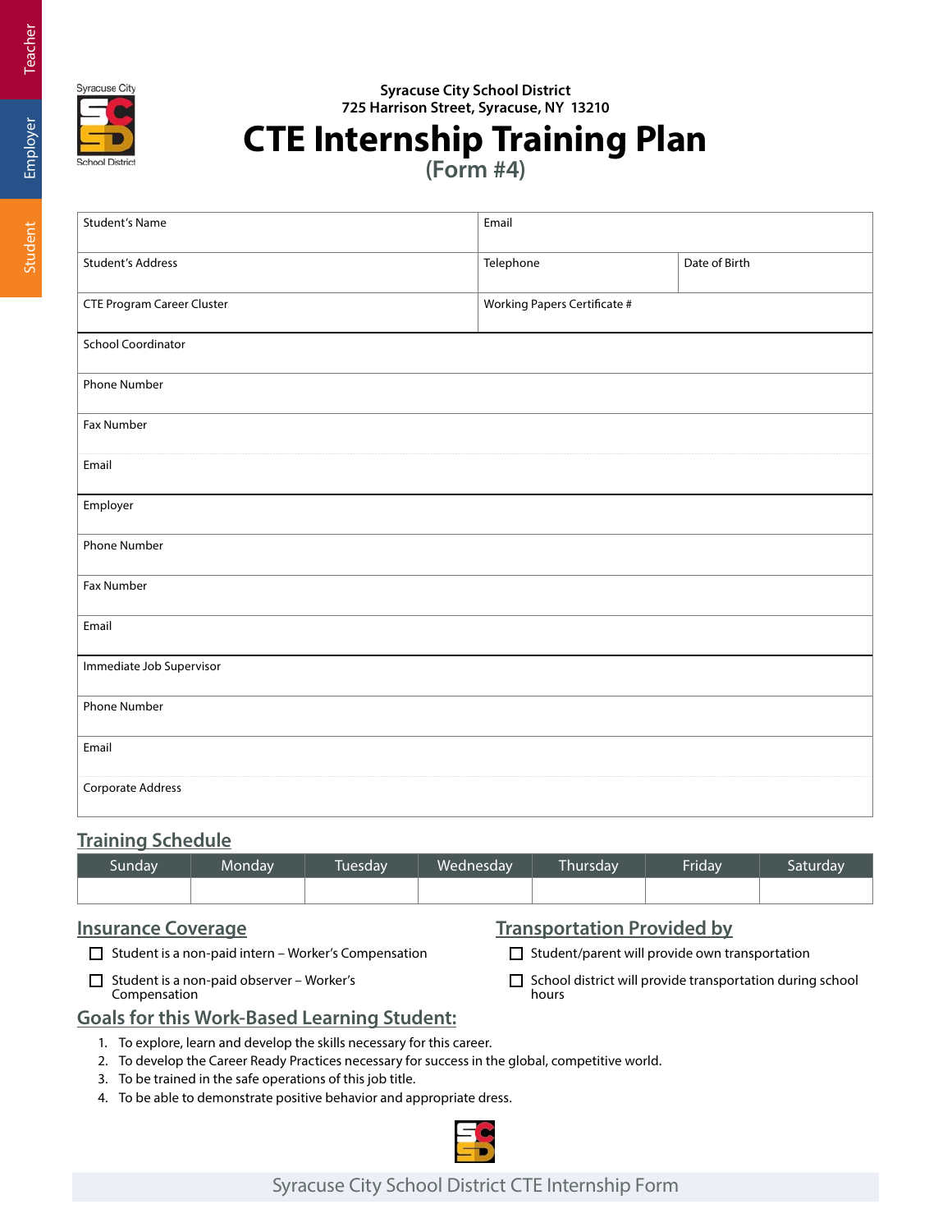Syracuse City School District
725 Harrison Street, Syracuse, NY 13210

# CTE Internship Training Plan

## (Form #4)

| Student's Name | Email | |
|---|---|---|
| Student's Address | Telephone | Date of Birth |
| CTE Program Career Cluster | Working Papers Certificate # | |

| |
|---|
| School Coordinator |
| Phone Number |
| Fax Number |
| Email |
| Employer |
| Phone Number |
| Fax Number |
| Email |
| Immediate Job Supervisor |
| Phone Number |
| Email |
| Corporate Address |

## Training Schedule

| Sunday | Monday | Tuesday | Wednesday | Thursday | Friday | Saturday |
|---|---|---|---|---|---|---|
| | | | | | | |

## Insurance Coverage

- ☐ Student is a non-paid intern – Worker's Compensation
- ☐ Student is a non-paid observer – Worker's Compensation

## Transportation Provided by

- ☐ Student/parent will provide own transportation
- ☐ School district will provide transportation during school hours

## Goals for this Work-Based Learning Student:

1. To explore, learn and develop the skills necessary for this career.
2. To develop the Career Ready Practices necessary for success in the global, competitive world.
3. To be trained in the safe operations of this job title.
4. To be able to demonstrate positive behavior and appropriate dress.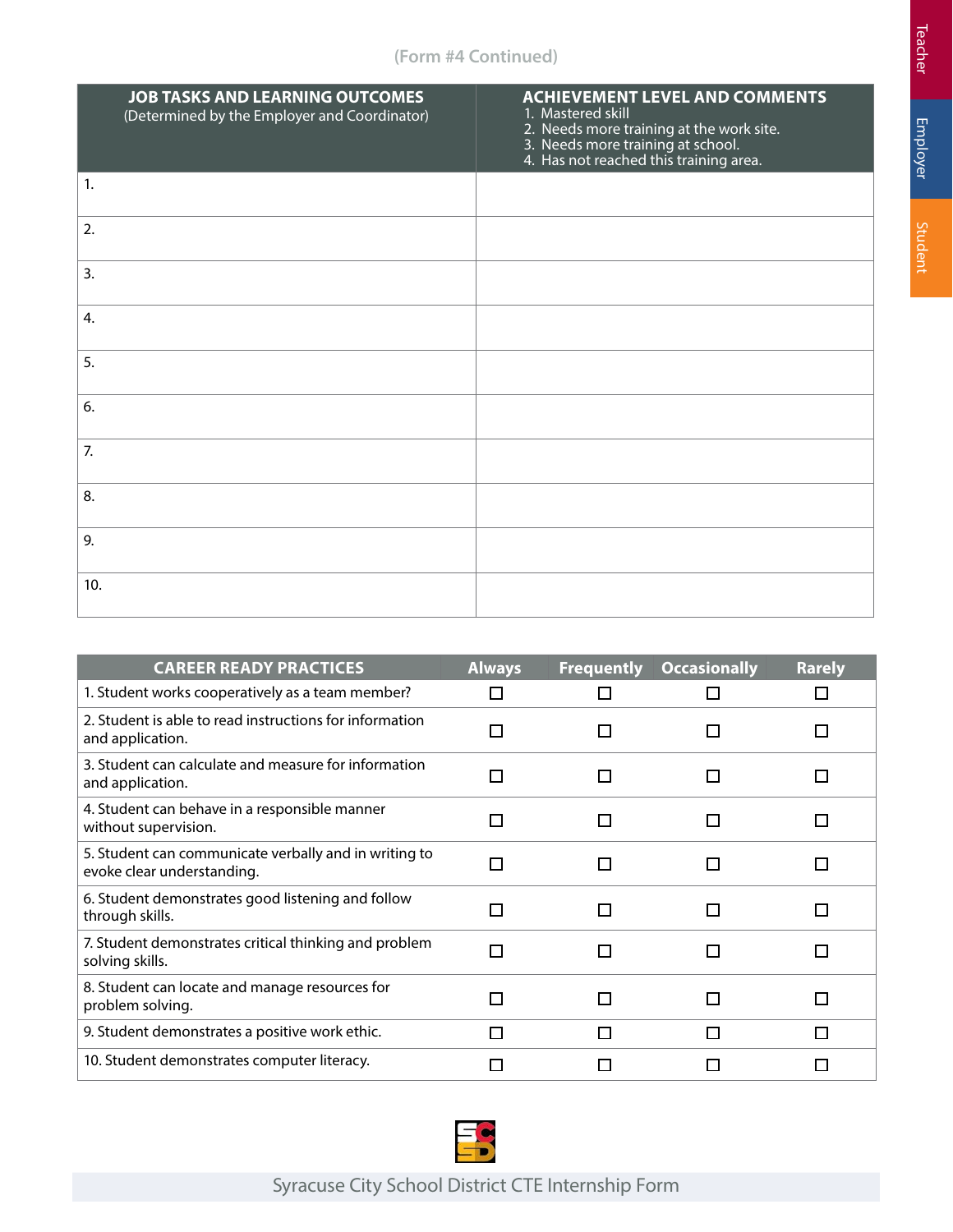(Form #4 Continued)

| JOB TASKS AND LEARNING OUTCOMES (Determined by the Employer and Coordinator) | ACHIEVEMENT LEVEL AND COMMENTS 1. Mastered skill 2. Needs more training at the work site. 3. Needs more training at school. 4. Has not reached this training area. |
|---|---|
| 1. | |
| 2. | |
| 3. | |
| 4. | |
| 5. | |
| 6. | |
| 7. | |
| 8. | |
| 9. | |
| 10. | |

| CAREER READY PRACTICES | Always | Frequently | Occasionally | Rarely |
|---|---|---|---|---|
| 1. Student works cooperatively as a team member? | ☐ | ☐ | ☐ | ☐ |
| 2. Student is able to read instructions for information and application. | ☐ | ☐ | ☐ | ☐ |
| 3. Student can calculate and measure for information and application. | ☐ | ☐ | ☐ | ☐ |
| 4. Student can behave in a responsible manner without supervision. | ☐ | ☐ | ☐ | ☐ |
| 5. Student can communicate verbally and in writing to evoke clear understanding. | ☐ | ☐ | ☐ | ☐ |
| 6. Student demonstrates good listening and follow through skills. | ☐ | ☐ | ☐ | ☐ |
| 7. Student demonstrates critical thinking and problem solving skills. | ☐ | ☐ | ☐ | ☐ |
| 8. Student can locate and manage resources for problem solving. | ☐ | ☐ | ☐ | ☐ |
| 9. Student demonstrates a positive work ethic. | ☐ | ☐ | ☐ | ☐ |
| 10. Student demonstrates computer literacy. | ☐ | ☐ | ☐ | ☐ |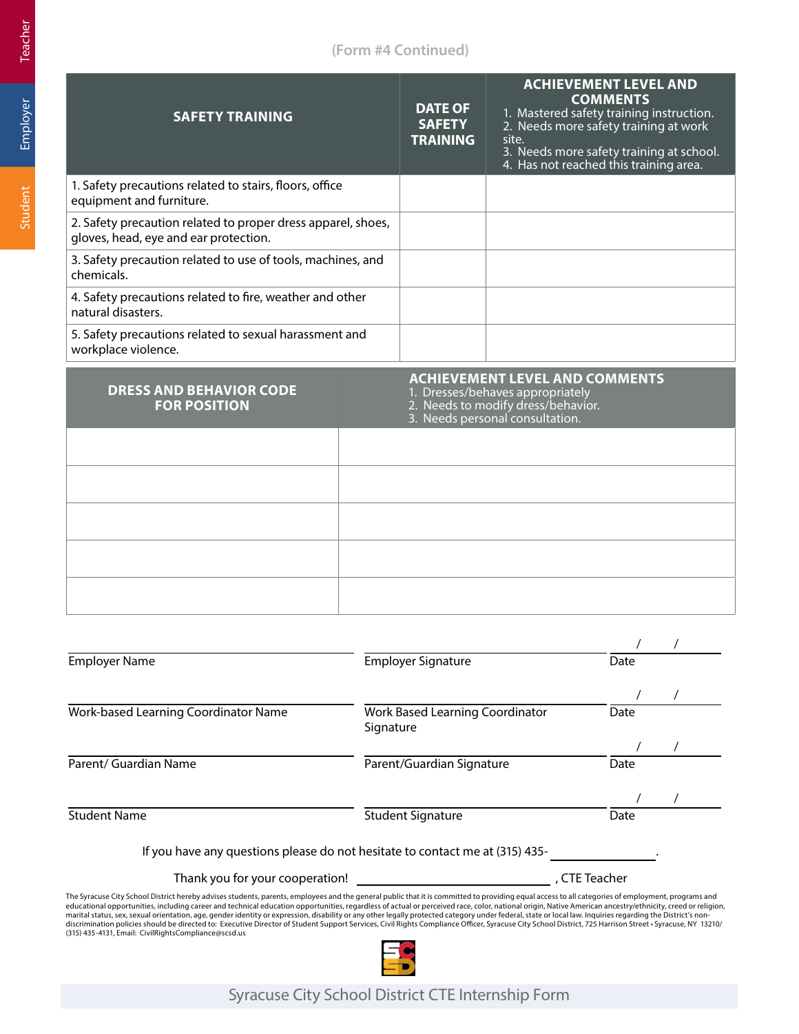(Form #4 Continued)

| SAFETY TRAINING | DATE OF SAFETY TRAINING | ACHIEVEMENT LEVEL AND COMMENTS<br>1. Mastered safety training instruction.<br>2. Needs more safety training at work site.<br>3. Needs more safety training at school.<br>4. Has not reached this training area. |
|---|---|---|
| 1. Safety precautions related to stairs, floors, office equipment and furniture. | | |
| 2. Safety precaution related to proper dress apparel, shoes, gloves, head, eye and ear protection. | | |
| 3. Safety precaution related to use of tools, machines, and chemicals. | | |
| 4. Safety precautions related to fire, weather and other natural disasters. | | |
| 5. Safety precautions related to sexual harassment and workplace violence. | | |

| DRESS AND BEHAVIOR CODE FOR POSITION | ACHIEVEMENT LEVEL AND COMMENTS<br>1. Dresses/behaves appropriately<br>2. Needs to modify dress/behavior.<br>3. Needs personal consultation. |
|---|---|
| | |
| | |
| | |
| | |
| | |

| | | / / |
|---|---|---|
| Employer Name | Employer Signature | Date |
| | | / / |
| Work-based Learning Coordinator Name | Work Based Learning Coordinator Signature | Date |
| | | / / |
| Parent/ Guardian Name | Parent/Guardian Signature | Date |
| | | / / |
| Student Name | Student Signature | Date |

If you have any questions please do not hesitate to contact me at (315) 435-\_\_\_\_\_\_\_\_\_\_\_\_\_\_.

Thank you for your cooperation! \_\_\_\_\_\_\_\_\_\_\_\_\_\_\_\_\_\_\_\_\_\_\_\_\_\_\_\_, CTE Teacher

The Syracuse City School District hereby advises students, parents, employees and the general public that it is committed to providing equal access to all categories of employment, programs and educational opportunities, including career and technical education opportunities, regardless of actual or perceived race, color, national origin, Native American ancestry/ethnicity, creed or religion, marital status, sex, sexual orientation, age, gender identity or expression, disability or any other legally protected category under federal, state or local law. Inquiries regarding the District's non-discrimination policies should be directed to: Executive Director of Student Support Services, Civil Rights Compliance Officer, Syracuse City School District, 725 Harrison Street • Syracuse, NY 13210/ (315) 435-4131, Email: CivilRightsCompliance@scsd.us

Syracuse City School District CTE Internship Form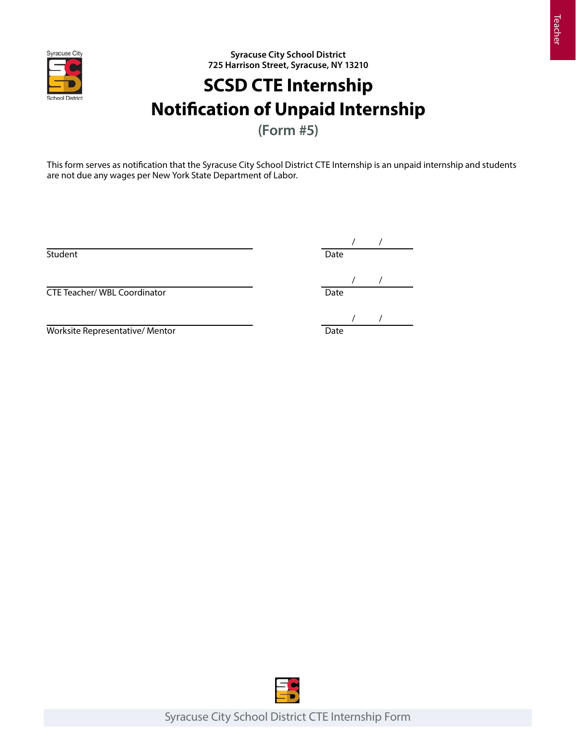Syracuse City School District
725 Harrison Street, Syracuse, NY 13210

# SCSD CTE Internship
# Notification of Unpaid Internship

**(Form #5)**

This form serves as notification that the Syracuse City School District CTE Internship is an unpaid internship and students are not due any wages per New York State Department of Labor.

______________________________ ____/____/____
Student Date

______________________________ ____/____/____
CTE Teacher/ WBL Coordinator Date

______________________________ ____/____/____
Worksite Representative/ Mentor Date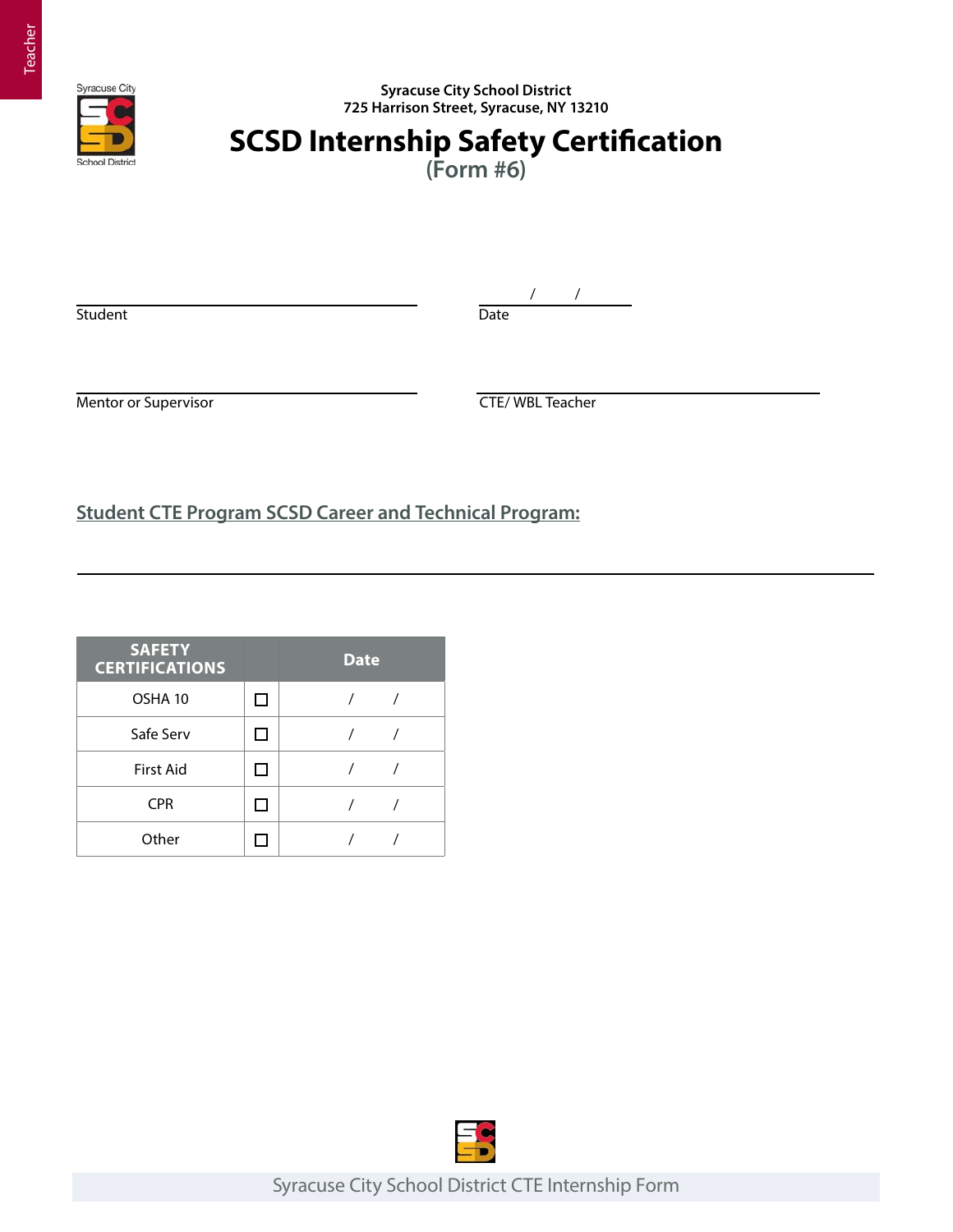Syracuse City School District
725 Harrison Street, Syracuse, NY 13210

# SCSD Internship Safety Certification

## (Form #6)

Student ______________________________ Date ____/____/____

Mentor or Supervisor ______________________________ CTE/ WBL Teacher ______________________________

**Student CTE Program SCSD Career and Technical Program:**

______________________________________________________________

| SAFETY CERTIFICATIONS | | Date |
|---|---|---|
| OSHA 10 | ☐ | / / |
| Safe Serv | ☐ | / / |
| First Aid | ☐ | / / |
| CPR | ☐ | / / |
| Other | ☐ | / / |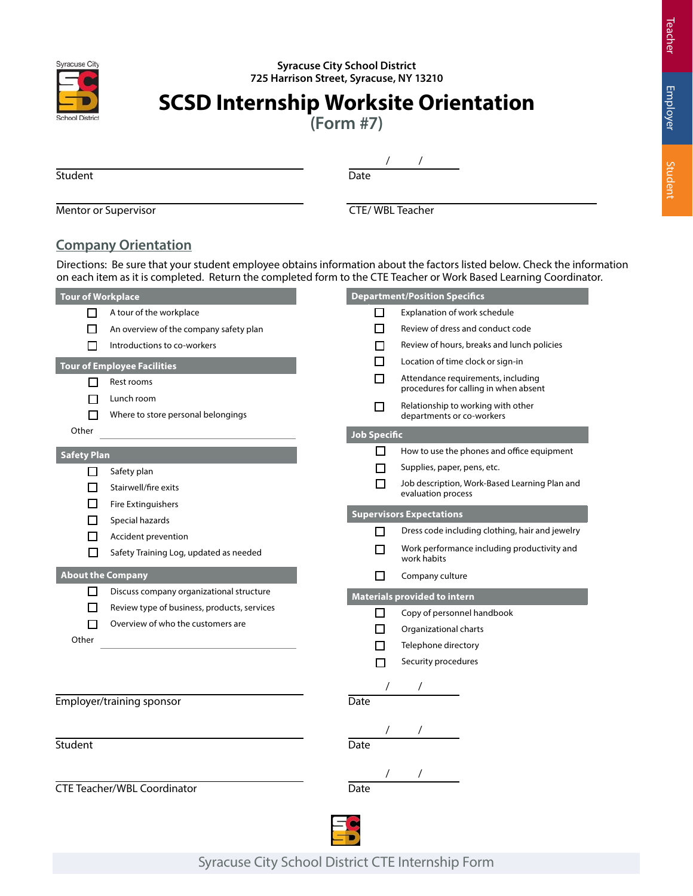Syracuse City School District
725 Harrison Street, Syracuse, NY 13210

# SCSD Internship Worksite Orientation

## (Form #7)

Student ______________________ Date ___/___/___

Mentor or Supervisor ______________________ CTE/ WBL Teacher ______________________

## Company Orientation

Directions: Be sure that your student employee obtains information about the factors listed below. Check the information on each item as it is completed. Return the completed form to the CTE Teacher or Work Based Learning Coordinator.

### Tour of Workplace

- ☐ A tour of the workplace
- ☐ An overview of the company safety plan
- ☐ Introductions to co-workers

### Tour of Employee Facilities

- ☐ Rest rooms
- ☐ Lunch room
- ☐ Where to store personal belongings

Other ______________________

### Safety Plan

- ☐ Safety plan
- ☐ Stairwell/fire exits
- ☐ Fire Extinguishers
- ☐ Special hazards
- ☐ Accident prevention
- ☐ Safety Training Log, updated as needed

### About the Company

- ☐ Discuss company organizational structure
- ☐ Review type of business, products, services
- ☐ Overview of who the customers are

Other ______________________

### Department/Position Specifics

- ☐ Explanation of work schedule
- ☐ Review of dress and conduct code
- ☐ Review of hours, breaks and lunch policies
- ☐ Location of time clock or sign-in
- ☐ Attendance requirements, including procedures for calling in when absent
- ☐ Relationship to working with other departments or co-workers

### Job Specific

- ☐ How to use the phones and office equipment
- ☐ Supplies, paper, pens, etc.
- ☐ Job description, Work-Based Learning Plan and evaluation process

### Supervisors Expectations

- ☐ Dress code including clothing, hair and jewelry
- ☐ Work performance including productivity and work habits
- ☐ Company culture

### Materials provided to intern

- ☐ Copy of personnel handbook
- ☐ Organizational charts
- ☐ Telephone directory
- ☐ Security procedures

Employer/training sponsor ______________________ Date ___/___/___

Student ______________________ Date ___/___/___

CTE Teacher/WBL Coordinator ______________________ Date ___/___/___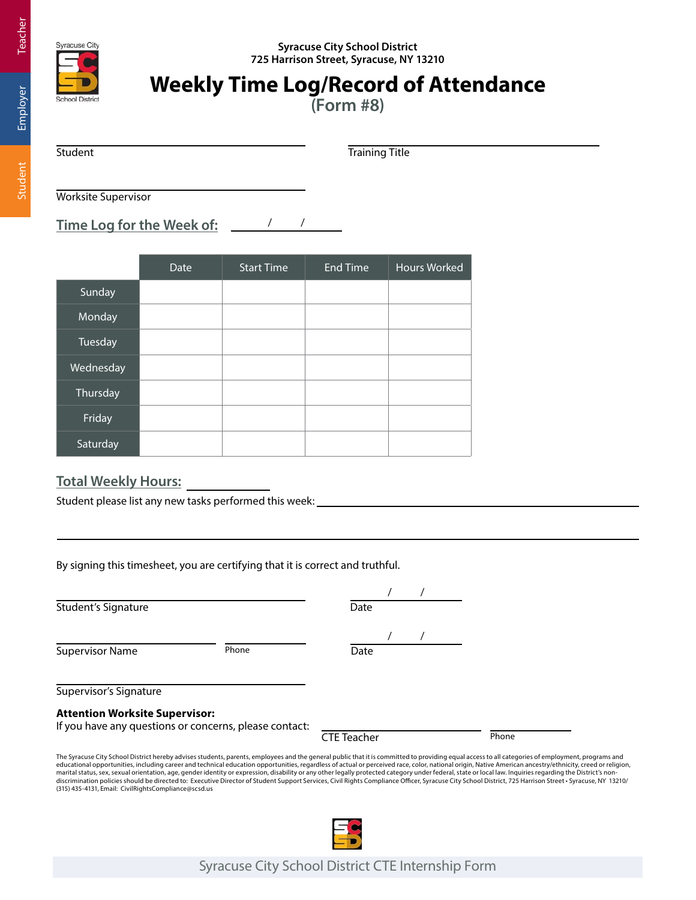Syracuse City School District
725 Harrison Street, Syracuse, NY 13210

# Weekly Time Log/Record of Attendance

## (Form #8)

Student ______________________ Training Title ______________________

Worksite Supervisor ______________________

## Time Log for the Week of: ____/____/____

| | Date | Start Time | End Time | Hours Worked |
|---|---|---|---|---|
| Sunday | | | | |
| Monday | | | | |
| Tuesday | | | | |
| Wednesday | | | | |
| Thursday | | | | |
| Friday | | | | |
| Saturday | | | | |

## Total Weekly Hours: __________

Student please list any new tasks performed this week: ______________________________________________

______________________________________________

By signing this timesheet, you are certifying that it is correct and truthful.

Student's Signature ______________________ Date ____/____/____

Supervisor Name ______________________ Phone __________ Date ____/____/____

Supervisor's Signature ______________________

**Attention Worksite Supervisor:**
If you have any questions or concerns, please contact: CTE Teacher ______________________ Phone __________

The Syracuse City School District hereby advises students, parents, employees and the general public that it is committed to providing equal access to all categories of employment, programs and educational opportunities, including career and technical education opportunities, regardless of actual or perceived race, color, national origin, Native American ancestry/ethnicity, creed or religion, marital status, sex, sexual orientation, age, gender identity or expression, disability or any other legally protected category under federal, state or local law. Inquiries regarding the District's non-discrimination policies should be directed to: Executive Director of Student Support Services, Civil Rights Compliance Officer, Syracuse City School District, 725 Harrison Street • Syracuse, NY 13210/ (315) 435-4131, Email: CivilRightsCompliance@scsd.us

Syracuse City School District CTE Internship Form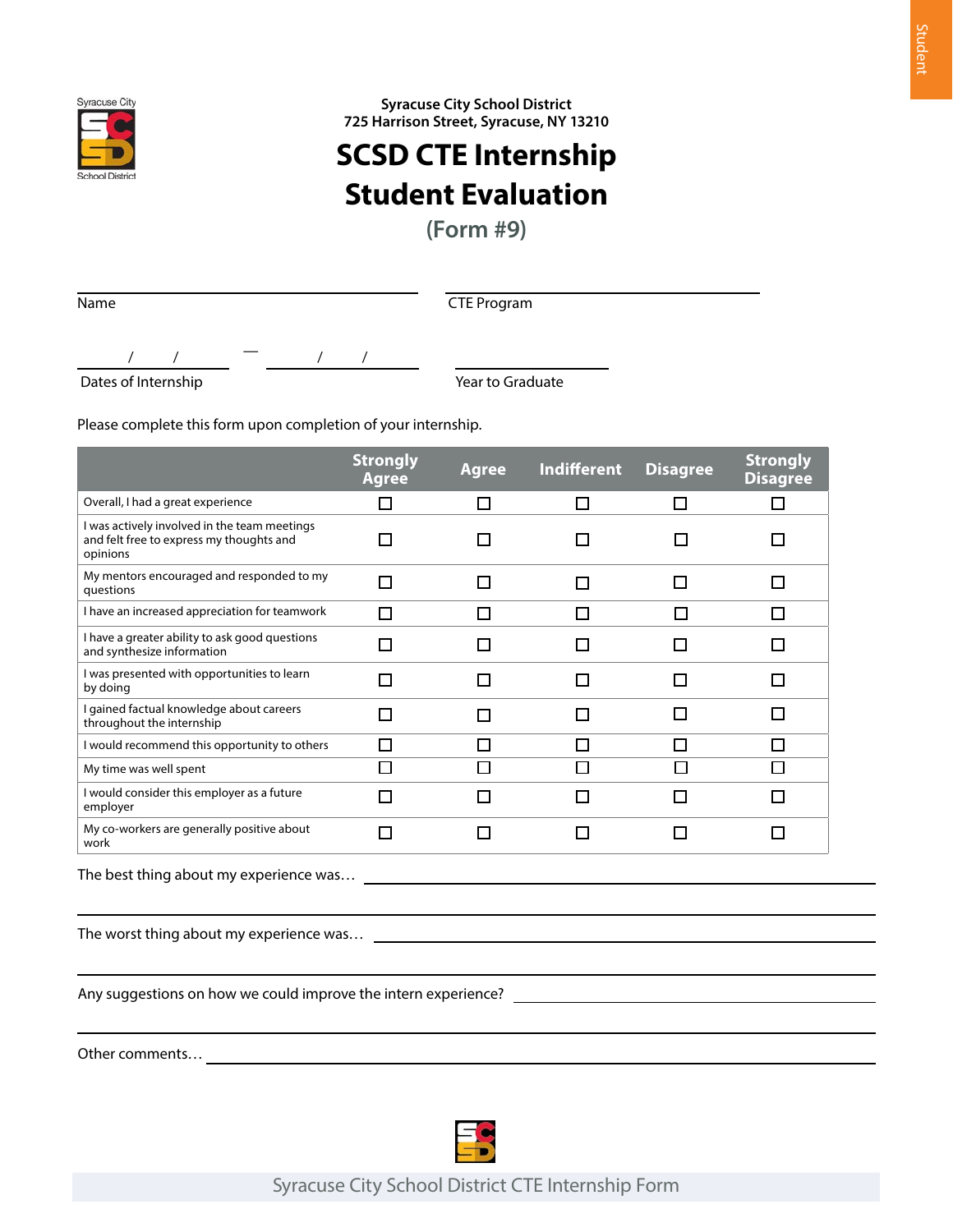Syracuse City School District
725 Harrison Street, Syracuse, NY 13210

# SCSD CTE Internship Student Evaluation

## (Form #9)

Name ______________________________ CTE Program ______________________________

Dates of Internship ____/____/____ — ____/____/____ Year to Graduate ______________

Please complete this form upon completion of your internship.

| | Strongly Agree | Agree | Indifferent | Disagree | Strongly Disagree |
|---|---|---|---|---|---|
| Overall, I had a great experience | ☐ | ☐ | ☐ | ☐ | ☐ |
| I was actively involved in the team meetings and felt free to express my thoughts and opinions | ☐ | ☐ | ☐ | ☐ | ☐ |
| My mentors encouraged and responded to my questions | ☐ | ☐ | ☐ | ☐ | ☐ |
| I have an increased appreciation for teamwork | ☐ | ☐ | ☐ | ☐ | ☐ |
| I have a greater ability to ask good questions and synthesize information | ☐ | ☐ | ☐ | ☐ | ☐ |
| I was presented with opportunities to learn by doing | ☐ | ☐ | ☐ | ☐ | ☐ |
| I gained factual knowledge about careers throughout the internship | ☐ | ☐ | ☐ | ☐ | ☐ |
| I would recommend this opportunity to others | ☐ | ☐ | ☐ | ☐ | ☐ |
| My time was well spent | ☐ | ☐ | ☐ | ☐ | ☐ |
| I would consider this employer as a future employer | ☐ | ☐ | ☐ | ☐ | ☐ |
| My co-workers are generally positive about work | ☐ | ☐ | ☐ | ☐ | ☐ |

The best thing about my experience was… ______________________________

______________________________

The worst thing about my experience was… ______________________________

______________________________

Any suggestions on how we could improve the intern experience? ______________________________

______________________________

Other comments… ______________________________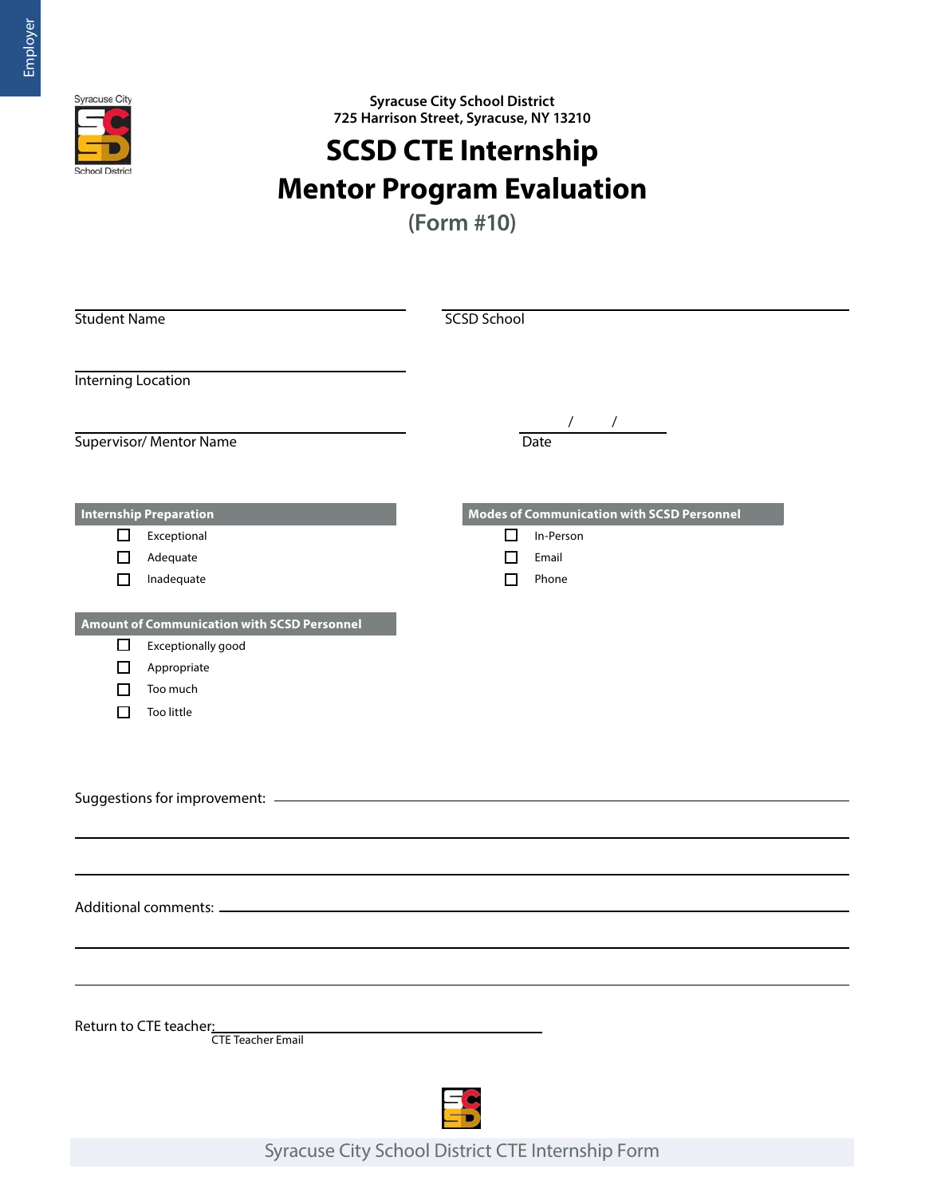Syracuse City School District
725 Harrison Street, Syracuse, NY 13210

# SCSD CTE Internship Mentor Program Evaluation

## (Form #10)

Student Name ____________________

SCSD School ____________________

Interning Location ____________________

Supervisor/ Mentor Name ____________________

Date ____ / ____ / ____

**Internship Preparation**

- ☐ Exceptional
- ☐ Adequate
- ☐ Inadequate

**Modes of Communication with SCSD Personnel**

- ☐ In-Person
- ☐ Email
- ☐ Phone

**Amount of Communication with SCSD Personnel**

- ☐ Exceptionally good
- ☐ Appropriate
- ☐ Too much
- ☐ Too little

Suggestions for improvement: ____________________

____________________

____________________

Additional comments: ____________________

____________________

____________________

Return to CTE teacher: ____________________
CTE Teacher Email

Syracuse City School District CTE Internship Form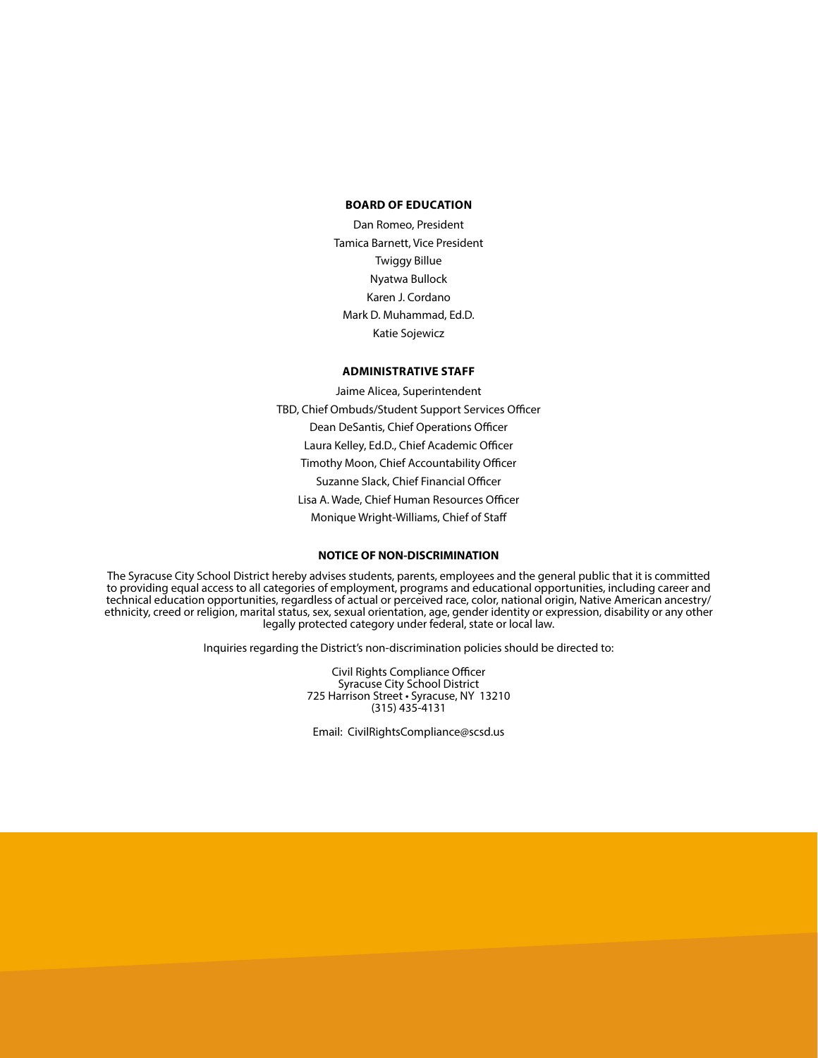**BOARD OF EDUCATION**

Dan Romeo, President
Tamica Barnett, Vice President
Twiggy Billue
Nyatwa Bullock
Karen J. Cordano
Mark D. Muhammad, Ed.D.
Katie Sojewicz

**ADMINISTRATIVE STAFF**

Jaime Alicea, Superintendent
TBD, Chief Ombuds/Student Support Services Officer
Dean DeSantis, Chief Operations Officer
Laura Kelley, Ed.D., Chief Academic Officer
Timothy Moon, Chief Accountability Officer
Suzanne Slack, Chief Financial Officer
Lisa A. Wade, Chief Human Resources Officer
Monique Wright-Williams, Chief of Staff

**NOTICE OF NON-DISCRIMINATION**

The Syracuse City School District hereby advises students, parents, employees and the general public that it is committed to providing equal access to all categories of employment, programs and educational opportunities, including career and technical education opportunities, regardless of actual or perceived race, color, national origin, Native American ancestry/ethnicity, creed or religion, marital status, sex, sexual orientation, age, gender identity or expression, disability or any other legally protected category under federal, state or local law.

Inquiries regarding the District's non-discrimination policies should be directed to:

Civil Rights Compliance Officer
Syracuse City School District
725 Harrison Street • Syracuse, NY 13210
(315) 435-4131

Email: CivilRightsCompliance@scsd.us